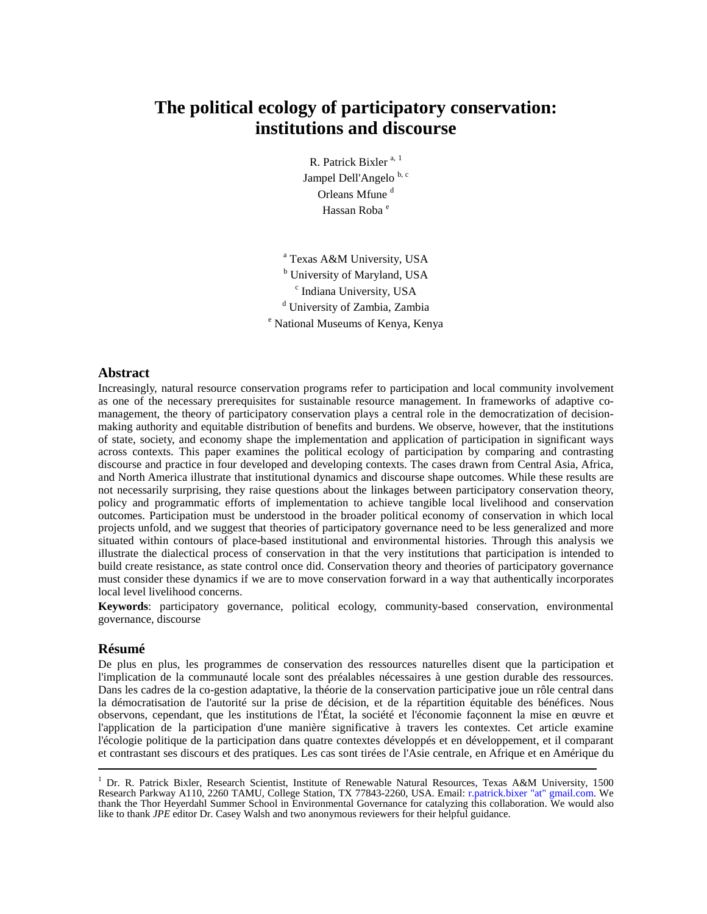# The political ecology of participatory conservation: institutions and discourse

R. Patrick Bixler [a, 1]
Jampel Dell'Angelo [b, c]
Orleans Mfune [d]
Hassan Roba [e]

[a] Texas A&M University, USA
[b] University of Maryland, USA
[c] Indiana University, USA
[d] University of Zambia, Zambia
[e] National Museums of Kenya, Kenya

## Abstract

Increasingly, natural resource conservation programs refer to participation and local community involvement as one of the necessary prerequisites for sustainable resource management. In frameworks of adaptive co-management, the theory of participatory conservation plays a central role in the democratization of decision-making authority and equitable distribution of benefits and burdens. We observe, however, that the institutions of state, society, and economy shape the implementation and application of participation in significant ways across contexts. This paper examines the political ecology of participation by comparing and contrasting discourse and practice in four developed and developing contexts. The cases drawn from Central Asia, Africa, and North America illustrate that institutional dynamics and discourse shape outcomes. While these results are not necessarily surprising, they raise questions about the linkages between participatory conservation theory, policy and programmatic efforts of implementation to achieve tangible local livelihood and conservation outcomes. Participation must be understood in the broader political economy of conservation in which local projects unfold, and we suggest that theories of participatory governance need to be less generalized and more situated within contours of place-based institutional and environmental histories. Through this analysis we illustrate the dialectical process of conservation in that the very institutions that participation is intended to build create resistance, as state control once did. Conservation theory and theories of participatory governance must consider these dynamics if we are to move conservation forward in a way that authentically incorporates local level livelihood concerns.

**Keywords**: participatory governance, political ecology, community-based conservation, environmental governance, discourse

## Résumé

De plus en plus, les programmes de conservation des ressources naturelles disent que la participation et l'implication de la communauté locale sont des préalables nécessaires à une gestion durable des ressources. Dans les cadres de la co-gestion adaptative, la théorie de la conservation participative joue un rôle central dans la démocratisation de l'autorité sur la prise de décision, et de la répartition équitable des bénéfices. Nous observons, cependant, que les institutions de l'État, la société et l'économie façonnent la mise en œuvre et l'application de la participation d'une manière significative à travers les contextes. Cet article examine l'écologie politique de la participation dans quatre contextes développés et en développement, et il comparant et contrastant ses discours et des pratiques. Les cas sont tirées de l'Asie centrale, en Afrique et en Amérique du

---

[1] Dr. R. Patrick Bixler, Research Scientist, Institute of Renewable Natural Resources, Texas A&M University, 1500 Research Parkway A110, 2260 TAMU, College Station, TX 77843-2260, USA. Email: r.patrick.bixer "at" gmail.com. We thank the Thor Heyerdahl Summer School in Environmental Governance for catalyzing this collaboration. We would also like to thank *JPE* editor Dr. Casey Walsh and two anonymous reviewers for their helpful guidance.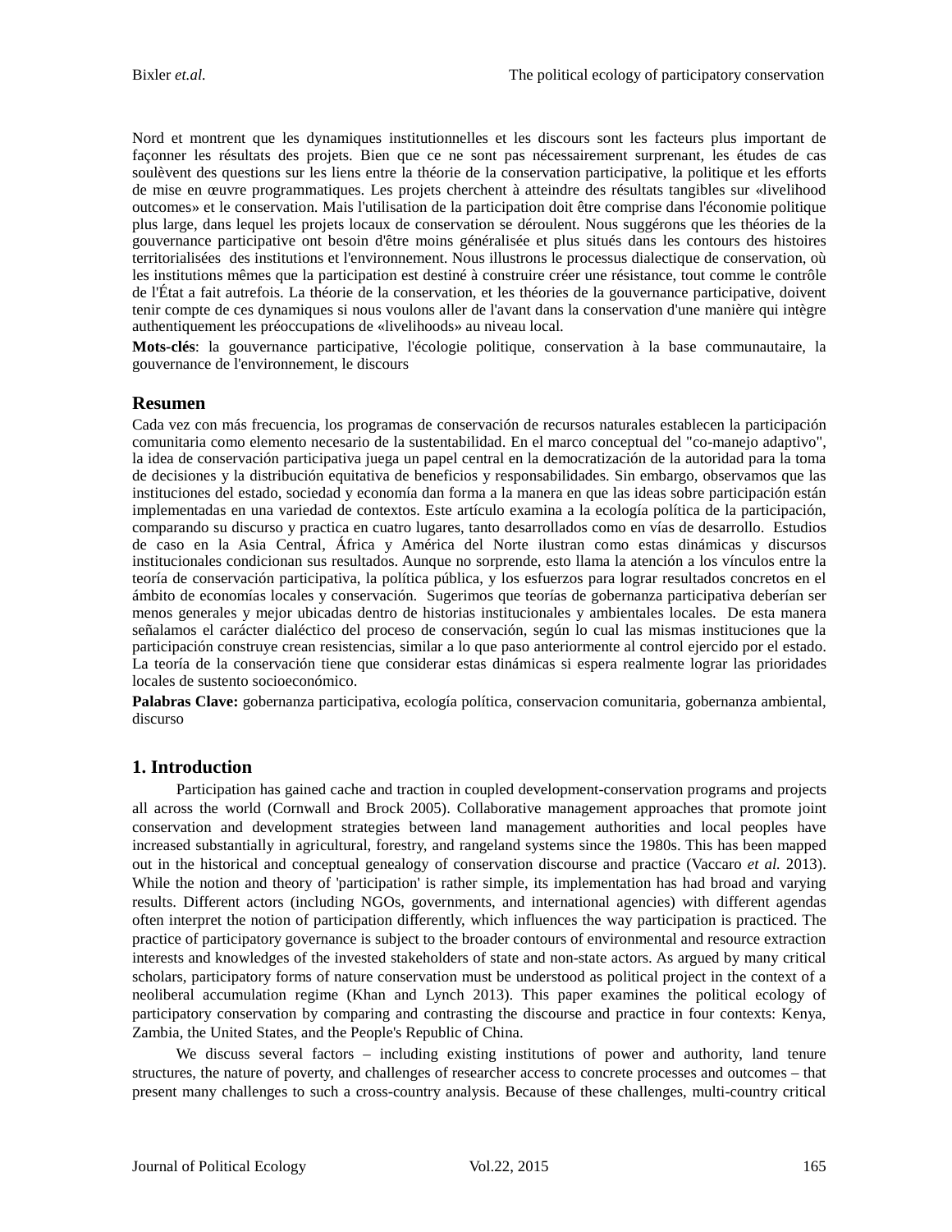Nord et montrent que les dynamiques institutionnelles et les discours sont les facteurs plus important de façonner les résultats des projets. Bien que ce ne sont pas nécessairement surprenant, les études de cas soulèvent des questions sur les liens entre la théorie de la conservation participative, la politique et les efforts de mise en œuvre programmatiques. Les projets cherchent à atteindre des résultats tangibles sur «livelihood outcomes» et le conservation. Mais l'utilisation de la participation doit être comprise dans l'économie politique plus large, dans lequel les projets locaux de conservation se déroulent. Nous suggérons que les théories de la gouvernance participative ont besoin d'être moins généralisée et plus situés dans les contours des histoires territorialisées des institutions et l'environnement. Nous illustrons le processus dialectique de conservation, où les institutions mêmes que la participation est destiné à construire créer une résistance, tout comme le contrôle de l'État a fait autrefois. La théorie de la conservation, et les théories de la gouvernance participative, doivent tenir compte de ces dynamiques si nous voulons aller de l'avant dans la conservation d'une manière qui intègre authentiquement les préoccupations de «livelihoods» au niveau local.

**Mots-clés**: la gouvernance participative, l'écologie politique, conservation à la base communautaire, la gouvernance de l'environnement, le discours

## Resumen

Cada vez con más frecuencia, los programas de conservación de recursos naturales establecen la participación comunitaria como elemento necesario de la sustentabilidad. En el marco conceptual del "co-manejo adaptivo", la idea de conservación participativa juega un papel central en la democratización de la autoridad para la toma de decisiones y la distribución equitativa de beneficios y responsabilidades. Sin embargo, observamos que las instituciones del estado, sociedad y economía dan forma a la manera en que las ideas sobre participación están implementadas en una variedad de contextos. Este artículo examina a la ecología política de la participación, comparando su discurso y practica en cuatro lugares, tanto desarrollados como en vías de desarrollo. Estudios de caso en la Asia Central, África y América del Norte ilustran como estas dinámicas y discursos institucionales condicionan sus resultados. Aunque no sorprende, esto llama la atención a los vínculos entre la teoría de conservación participativa, la política pública, y los esfuerzos para lograr resultados concretos en el ámbito de economías locales y conservación. Sugerimos que teorías de gobernanza participativa deberían ser menos generales y mejor ubicadas dentro de historias institucionales y ambientales locales. De esta manera señalamos el carácter dialéctico del proceso de conservación, según lo cual las mismas instituciones que la participación construye crean resistencias, similar a lo que paso anteriormente al control ejercido por el estado. La teoría de la conservación tiene que considerar estas dinámicas si espera realmente lograr las prioridades locales de sustento socioeconómico.

**Palabras Clave:** gobernanza participativa, ecología política, conservacion comunitaria, gobernanza ambiental, discurso

## 1. Introduction

Participation has gained cache and traction in coupled development-conservation programs and projects all across the world (Cornwall and Brock 2005). Collaborative management approaches that promote joint conservation and development strategies between land management authorities and local peoples have increased substantially in agricultural, forestry, and rangeland systems since the 1980s. This has been mapped out in the historical and conceptual genealogy of conservation discourse and practice (Vaccaro *et al.* 2013). While the notion and theory of 'participation' is rather simple, its implementation has had broad and varying results. Different actors (including NGOs, governments, and international agencies) with different agendas often interpret the notion of participation differently, which influences the way participation is practiced. The practice of participatory governance is subject to the broader contours of environmental and resource extraction interests and knowledges of the invested stakeholders of state and non-state actors. As argued by many critical scholars, participatory forms of nature conservation must be understood as political project in the context of a neoliberal accumulation regime (Khan and Lynch 2013). This paper examines the political ecology of participatory conservation by comparing and contrasting the discourse and practice in four contexts: Kenya, Zambia, the United States, and the People's Republic of China.

We discuss several factors – including existing institutions of power and authority, land tenure structures, the nature of poverty, and challenges of researcher access to concrete processes and outcomes – that present many challenges to such a cross-country analysis. Because of these challenges, multi-country critical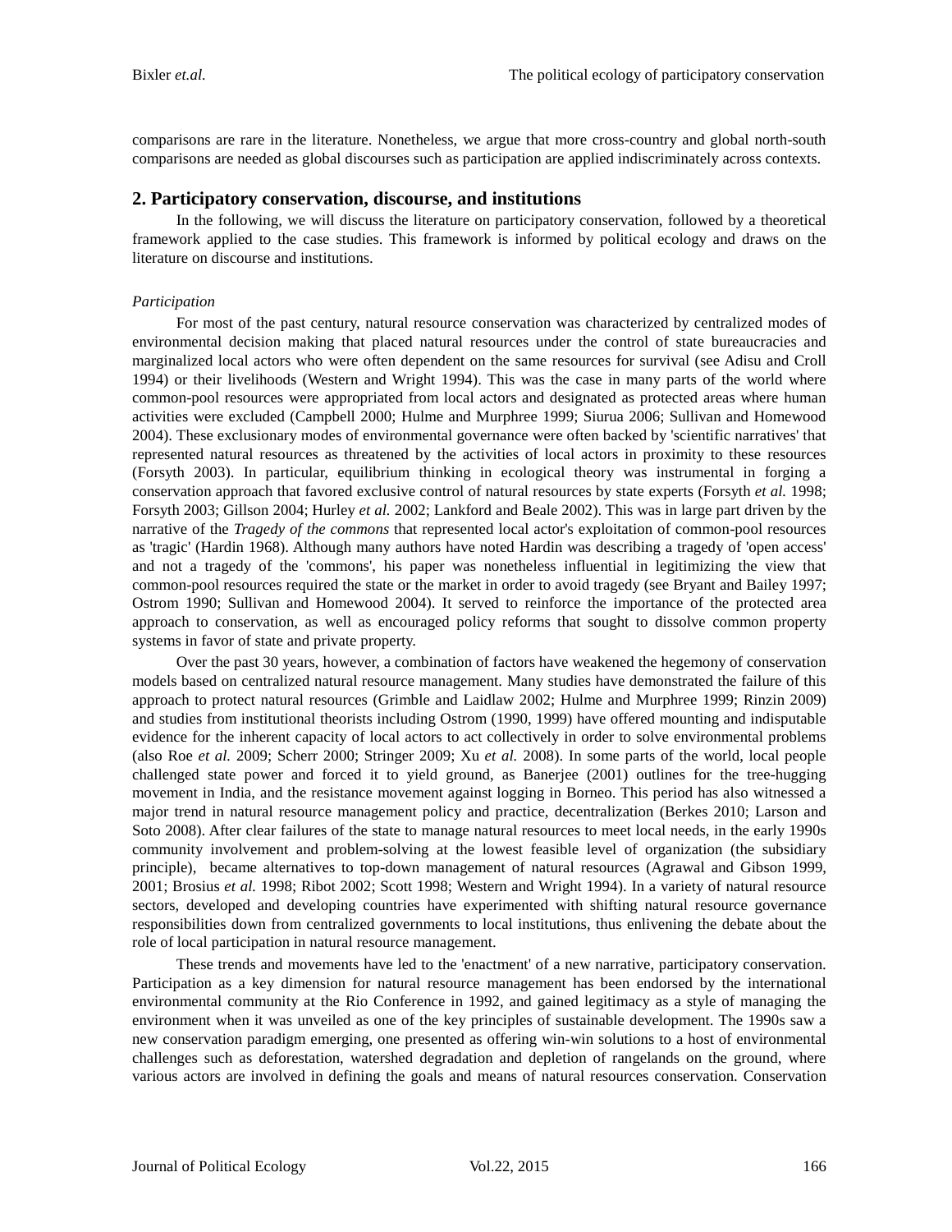comparisons are rare in the literature. Nonetheless, we argue that more cross-country and global north-south comparisons are needed as global discourses such as participation are applied indiscriminately across contexts.

## 2. Participatory conservation, discourse, and institutions

In the following, we will discuss the literature on participatory conservation, followed by a theoretical framework applied to the case studies. This framework is informed by political ecology and draws on the literature on discourse and institutions.

*Participation*

For most of the past century, natural resource conservation was characterized by centralized modes of environmental decision making that placed natural resources under the control of state bureaucracies and marginalized local actors who were often dependent on the same resources for survival (see Adisu and Croll 1994) or their livelihoods (Western and Wright 1994). This was the case in many parts of the world where common-pool resources were appropriated from local actors and designated as protected areas where human activities were excluded (Campbell 2000; Hulme and Murphree 1999; Siurua 2006; Sullivan and Homewood 2004). These exclusionary modes of environmental governance were often backed by 'scientific narratives' that represented natural resources as threatened by the activities of local actors in proximity to these resources (Forsyth 2003). In particular, equilibrium thinking in ecological theory was instrumental in forging a conservation approach that favored exclusive control of natural resources by state experts (Forsyth *et al.* 1998; Forsyth 2003; Gillson 2004; Hurley *et al.* 2002; Lankford and Beale 2002). This was in large part driven by the narrative of the *Tragedy of the commons* that represented local actor's exploitation of common-pool resources as 'tragic' (Hardin 1968). Although many authors have noted Hardin was describing a tragedy of 'open access' and not a tragedy of the 'commons', his paper was nonetheless influential in legitimizing the view that common-pool resources required the state or the market in order to avoid tragedy (see Bryant and Bailey 1997; Ostrom 1990; Sullivan and Homewood 2004). It served to reinforce the importance of the protected area approach to conservation, as well as encouraged policy reforms that sought to dissolve common property systems in favor of state and private property.

Over the past 30 years, however, a combination of factors have weakened the hegemony of conservation models based on centralized natural resource management. Many studies have demonstrated the failure of this approach to protect natural resources (Grimble and Laidlaw 2002; Hulme and Murphree 1999; Rinzin 2009) and studies from institutional theorists including Ostrom (1990, 1999) have offered mounting and indisputable evidence for the inherent capacity of local actors to act collectively in order to solve environmental problems (also Roe *et al.* 2009; Scherr 2000; Stringer 2009; Xu *et al.* 2008). In some parts of the world, local people challenged state power and forced it to yield ground, as Banerjee (2001) outlines for the tree-hugging movement in India, and the resistance movement against logging in Borneo. This period has also witnessed a major trend in natural resource management policy and practice, decentralization (Berkes 2010; Larson and Soto 2008). After clear failures of the state to manage natural resources to meet local needs, in the early 1990s community involvement and problem-solving at the lowest feasible level of organization (the subsidiary principle), became alternatives to top-down management of natural resources (Agrawal and Gibson 1999, 2001; Brosius *et al.* 1998; Ribot 2002; Scott 1998; Western and Wright 1994). In a variety of natural resource sectors, developed and developing countries have experimented with shifting natural resource governance responsibilities down from centralized governments to local institutions, thus enlivening the debate about the role of local participation in natural resource management.

These trends and movements have led to the 'enactment' of a new narrative, participatory conservation. Participation as a key dimension for natural resource management has been endorsed by the international environmental community at the Rio Conference in 1992, and gained legitimacy as a style of managing the environment when it was unveiled as one of the key principles of sustainable development. The 1990s saw a new conservation paradigm emerging, one presented as offering win-win solutions to a host of environmental challenges such as deforestation, watershed degradation and depletion of rangelands on the ground, where various actors are involved in defining the goals and means of natural resources conservation. Conservation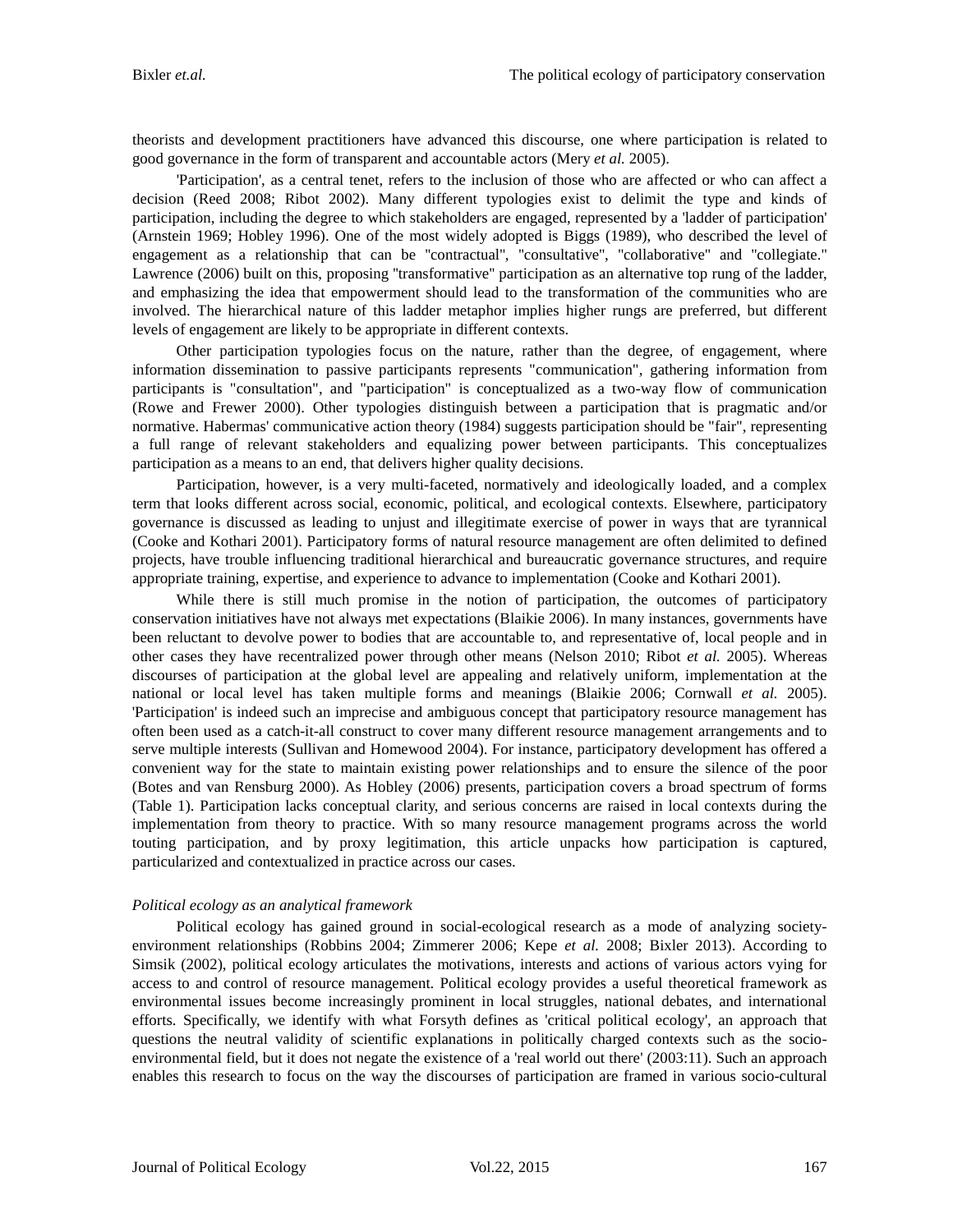theorists and development practitioners have advanced this discourse, one where participation is related to good governance in the form of transparent and accountable actors (Mery *et al.* 2005).

'Participation', as a central tenet, refers to the inclusion of those who are affected or who can affect a decision (Reed 2008; Ribot 2002). Many different typologies exist to delimit the type and kinds of participation, including the degree to which stakeholders are engaged, represented by a 'ladder of participation' (Arnstein 1969; Hobley 1996). One of the most widely adopted is Biggs (1989), who described the level of engagement as a relationship that can be "contractual", "consultative", "collaborative" and "collegiate." Lawrence (2006) built on this, proposing "transformative" participation as an alternative top rung of the ladder, and emphasizing the idea that empowerment should lead to the transformation of the communities who are involved. The hierarchical nature of this ladder metaphor implies higher rungs are preferred, but different levels of engagement are likely to be appropriate in different contexts.

Other participation typologies focus on the nature, rather than the degree, of engagement, where information dissemination to passive participants represents "communication", gathering information from participants is "consultation", and "participation" is conceptualized as a two-way flow of communication (Rowe and Frewer 2000). Other typologies distinguish between a participation that is pragmatic and/or normative. Habermas' communicative action theory (1984) suggests participation should be "fair", representing a full range of relevant stakeholders and equalizing power between participants. This conceptualizes participation as a means to an end, that delivers higher quality decisions.

Participation, however, is a very multi-faceted, normatively and ideologically loaded, and a complex term that looks different across social, economic, political, and ecological contexts. Elsewhere, participatory governance is discussed as leading to unjust and illegitimate exercise of power in ways that are tyrannical (Cooke and Kothari 2001). Participatory forms of natural resource management are often delimited to defined projects, have trouble influencing traditional hierarchical and bureaucratic governance structures, and require appropriate training, expertise, and experience to advance to implementation (Cooke and Kothari 2001).

While there is still much promise in the notion of participation, the outcomes of participatory conservation initiatives have not always met expectations (Blaikie 2006). In many instances, governments have been reluctant to devolve power to bodies that are accountable to, and representative of, local people and in other cases they have recentralized power through other means (Nelson 2010; Ribot *et al.* 2005). Whereas discourses of participation at the global level are appealing and relatively uniform, implementation at the national or local level has taken multiple forms and meanings (Blaikie 2006; Cornwall *et al.* 2005). 'Participation' is indeed such an imprecise and ambiguous concept that participatory resource management has often been used as a catch-it-all construct to cover many different resource management arrangements and to serve multiple interests (Sullivan and Homewood 2004). For instance, participatory development has offered a convenient way for the state to maintain existing power relationships and to ensure the silence of the poor (Botes and van Rensburg 2000). As Hobley (2006) presents, participation covers a broad spectrum of forms (Table 1). Participation lacks conceptual clarity, and serious concerns are raised in local contexts during the implementation from theory to practice. With so many resource management programs across the world touting participation, and by proxy legitimation, this article unpacks how participation is captured, particularized and contextualized in practice across our cases.

*Political ecology as an analytical framework*

Political ecology has gained ground in social-ecological research as a mode of analyzing society-environment relationships (Robbins 2004; Zimmerer 2006; Kepe *et al.* 2008; Bixler 2013). According to Simsik (2002), political ecology articulates the motivations, interests and actions of various actors vying for access to and control of resource management. Political ecology provides a useful theoretical framework as environmental issues become increasingly prominent in local struggles, national debates, and international efforts. Specifically, we identify with what Forsyth defines as 'critical political ecology', an approach that questions the neutral validity of scientific explanations in politically charged contexts such as the socio-environmental field, but it does not negate the existence of a 'real world out there' (2003:11). Such an approach enables this research to focus on the way the discourses of participation are framed in various socio-cultural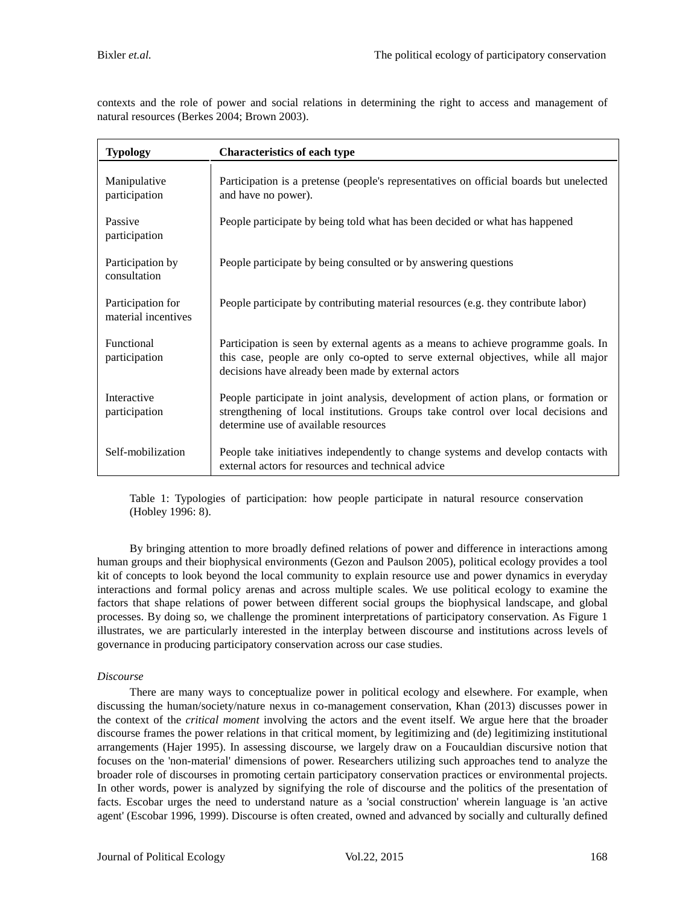contexts and the role of power and social relations in determining the right to access and management of natural resources (Berkes 2004; Brown 2003).

| Typology | Characteristics of each type |
| --- | --- |
| Manipulative participation | Participation is a pretense (people's representatives on official boards but unelected and have no power). |
| Passive participation | People participate by being told what has been decided or what has happened |
| Participation by consultation | People participate by being consulted or by answering questions |
| Participation for material incentives | People participate by contributing material resources (e.g. they contribute labor) |
| Functional participation | Participation is seen by external agents as a means to achieve programme goals. In this case, people are only co-opted to serve external objectives, while all major decisions have already been made by external actors |
| Interactive participation | People participate in joint analysis, development of action plans, or formation or strengthening of local institutions. Groups take control over local decisions and determine use of available resources |
| Self-mobilization | People take initiatives independently to change systems and develop contacts with external actors for resources and technical advice |

Table 1: Typologies of participation: how people participate in natural resource conservation (Hobley 1996: 8).

By bringing attention to more broadly defined relations of power and difference in interactions among human groups and their biophysical environments (Gezon and Paulson 2005), political ecology provides a tool kit of concepts to look beyond the local community to explain resource use and power dynamics in everyday interactions and formal policy arenas and across multiple scales. We use political ecology to examine the factors that shape relations of power between different social groups the biophysical landscape, and global processes. By doing so, we challenge the prominent interpretations of participatory conservation. As Figure 1 illustrates, we are particularly interested in the interplay between discourse and institutions across levels of governance in producing participatory conservation across our case studies.

*Discourse*

There are many ways to conceptualize power in political ecology and elsewhere. For example, when discussing the human/society/nature nexus in co-management conservation, Khan (2013) discusses power in the context of the *critical moment* involving the actors and the event itself. We argue here that the broader discourse frames the power relations in that critical moment, by legitimizing and (de) legitimizing institutional arrangements (Hajer 1995). In assessing discourse, we largely draw on a Foucauldian discursive notion that focuses on the 'non-material' dimensions of power. Researchers utilizing such approaches tend to analyze the broader role of discourses in promoting certain participatory conservation practices or environmental projects. In other words, power is analyzed by signifying the role of discourse and the politics of the presentation of facts. Escobar urges the need to understand nature as a 'social construction' wherein language is 'an active agent' (Escobar 1996, 1999). Discourse is often created, owned and advanced by socially and culturally defined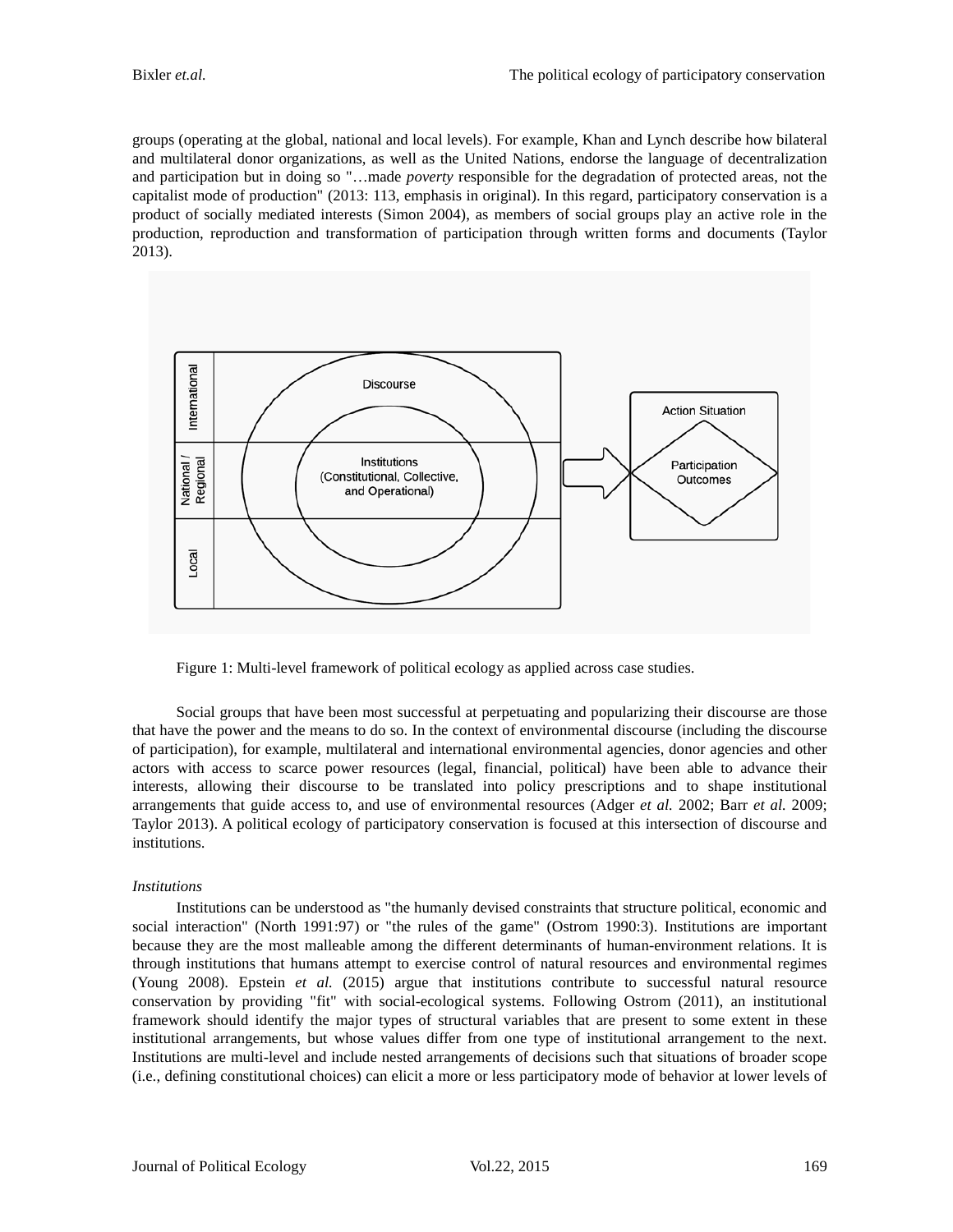groups (operating at the global, national and local levels). For example, Khan and Lynch describe how bilateral and multilateral donor organizations, as well as the United Nations, endorse the language of decentralization and participation but in doing so "…made *poverty* responsible for the degradation of protected areas, not the capitalist mode of production" (2013: 113, emphasis in original). In this regard, participatory conservation is a product of socially mediated interests (Simon 2004), as members of social groups play an active role in the production, reproduction and transformation of participation through written forms and documents (Taylor 2013).

International

National / Regional

Local

Discourse

Institutions (Constitutional, Collective, and Operational)

Action Situation

Participation Outcomes

Figure 1: Multi-level framework of political ecology as applied across case studies.

Social groups that have been most successful at perpetuating and popularizing their discourse are those that have the power and the means to do so. In the context of environmental discourse (including the discourse of participation), for example, multilateral and international environmental agencies, donor agencies and other actors with access to scarce power resources (legal, financial, political) have been able to advance their interests, allowing their discourse to be translated into policy prescriptions and to shape institutional arrangements that guide access to, and use of environmental resources (Adger *et al.* 2002; Barr *et al.* 2009; Taylor 2013). A political ecology of participatory conservation is focused at this intersection of discourse and institutions.

*Institutions*

Institutions can be understood as "the humanly devised constraints that structure political, economic and social interaction" (North 1991:97) or "the rules of the game" (Ostrom 1990:3). Institutions are important because they are the most malleable among the different determinants of human-environment relations. It is through institutions that humans attempt to exercise control of natural resources and environmental regimes (Young 2008). Epstein *et al.* (2015) argue that institutions contribute to successful natural resource conservation by providing "fit" with social-ecological systems. Following Ostrom (2011), an institutional framework should identify the major types of structural variables that are present to some extent in these institutional arrangements, but whose values differ from one type of institutional arrangement to the next. Institutions are multi-level and include nested arrangements of decisions such that situations of broader scope (i.e., defining constitutional choices) can elicit a more or less participatory mode of behavior at lower levels of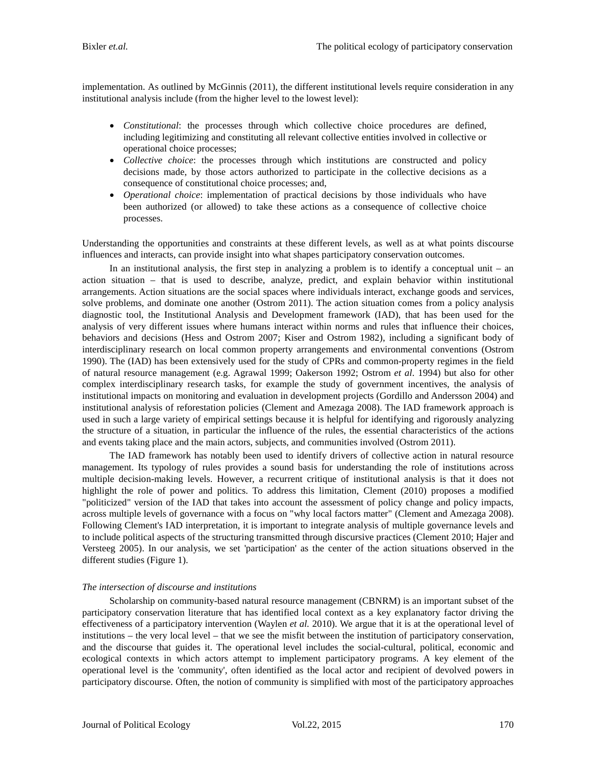implementation. As outlined by McGinnis (2011), the different institutional levels require consideration in any institutional analysis include (from the higher level to the lowest level):

- *Constitutional*: the processes through which collective choice procedures are defined, including legitimizing and constituting all relevant collective entities involved in collective or operational choice processes;
- *Collective choice*: the processes through which institutions are constructed and policy decisions made, by those actors authorized to participate in the collective decisions as a consequence of constitutional choice processes; and,
- *Operational choice*: implementation of practical decisions by those individuals who have been authorized (or allowed) to take these actions as a consequence of collective choice processes.

Understanding the opportunities and constraints at these different levels, as well as at what points discourse influences and interacts, can provide insight into what shapes participatory conservation outcomes.

In an institutional analysis, the first step in analyzing a problem is to identify a conceptual unit – an action situation – that is used to describe, analyze, predict, and explain behavior within institutional arrangements. Action situations are the social spaces where individuals interact, exchange goods and services, solve problems, and dominate one another (Ostrom 2011). The action situation comes from a policy analysis diagnostic tool, the Institutional Analysis and Development framework (IAD), that has been used for the analysis of very different issues where humans interact within norms and rules that influence their choices, behaviors and decisions (Hess and Ostrom 2007; Kiser and Ostrom 1982), including a significant body of interdisciplinary research on local common property arrangements and environmental conventions (Ostrom 1990). The (IAD) has been extensively used for the study of CPRs and common-property regimes in the field of natural resource management (e.g. Agrawal 1999; Oakerson 1992; Ostrom *et al*. 1994) but also for other complex interdisciplinary research tasks, for example the study of government incentives, the analysis of institutional impacts on monitoring and evaluation in development projects (Gordillo and Andersson 2004) and institutional analysis of reforestation policies (Clement and Amezaga 2008). The IAD framework approach is used in such a large variety of empirical settings because it is helpful for identifying and rigorously analyzing the structure of a situation, in particular the influence of the rules, the essential characteristics of the actions and events taking place and the main actors, subjects, and communities involved (Ostrom 2011).

The IAD framework has notably been used to identify drivers of collective action in natural resource management. Its typology of rules provides a sound basis for understanding the role of institutions across multiple decision-making levels. However, a recurrent critique of institutional analysis is that it does not highlight the role of power and politics. To address this limitation, Clement (2010) proposes a modified "politicized" version of the IAD that takes into account the assessment of policy change and policy impacts, across multiple levels of governance with a focus on "why local factors matter" (Clement and Amezaga 2008). Following Clement's IAD interpretation, it is important to integrate analysis of multiple governance levels and to include political aspects of the structuring transmitted through discursive practices (Clement 2010; Hajer and Versteeg 2005). In our analysis, we set 'participation' as the center of the action situations observed in the different studies (Figure 1).

*The intersection of discourse and institutions*

Scholarship on community-based natural resource management (CBNRM) is an important subset of the participatory conservation literature that has identified local context as a key explanatory factor driving the effectiveness of a participatory intervention (Waylen *et al.* 2010). We argue that it is at the operational level of institutions – the very local level – that we see the misfit between the institution of participatory conservation, and the discourse that guides it. The operational level includes the social-cultural, political, economic and ecological contexts in which actors attempt to implement participatory programs. A key element of the operational level is the 'community', often identified as the local actor and recipient of devolved powers in participatory discourse. Often, the notion of community is simplified with most of the participatory approaches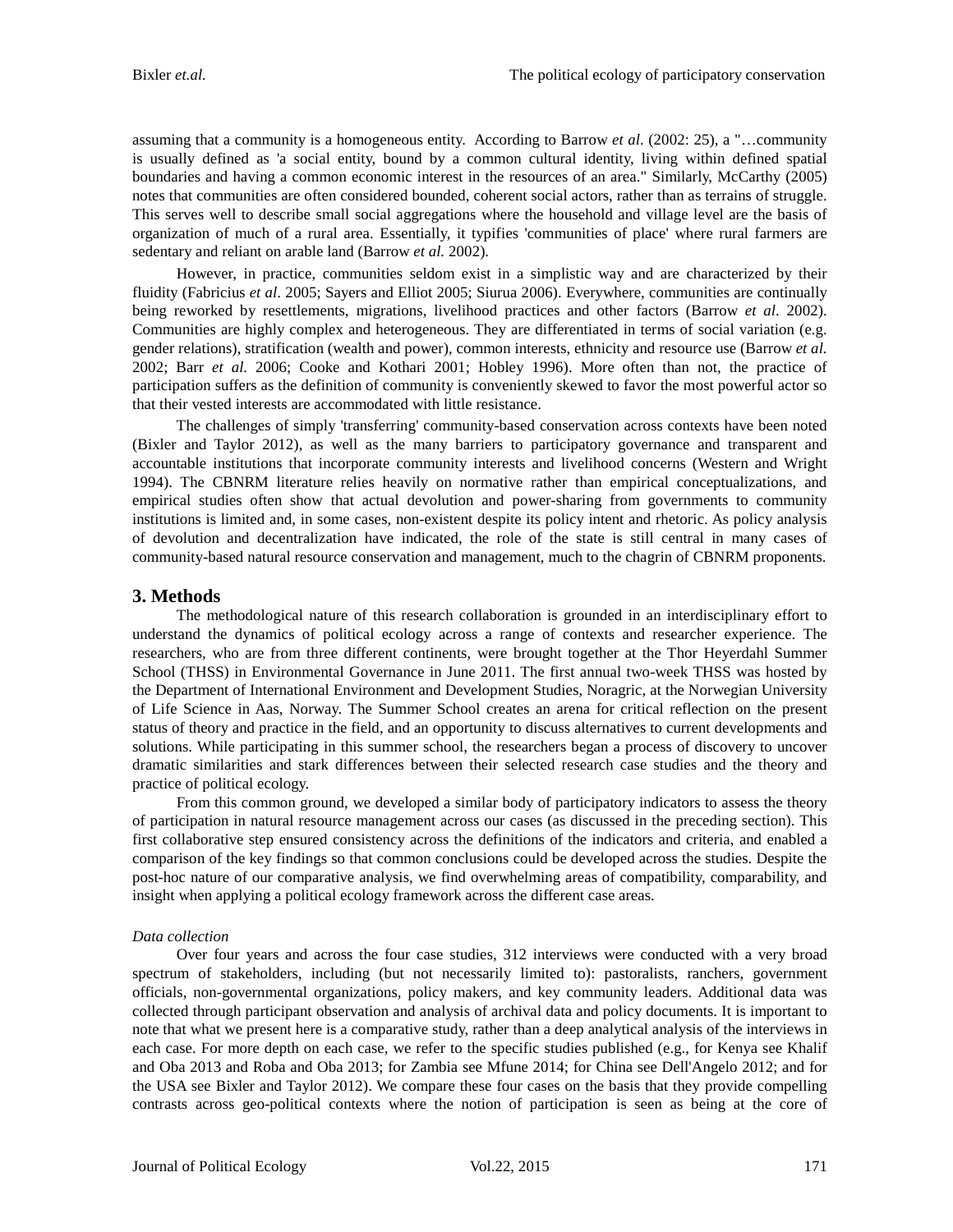assuming that a community is a homogeneous entity. According to Barrow *et al*. (2002: 25), a "…community is usually defined as 'a social entity, bound by a common cultural identity, living within defined spatial boundaries and having a common economic interest in the resources of an area." Similarly, McCarthy (2005) notes that communities are often considered bounded, coherent social actors, rather than as terrains of struggle. This serves well to describe small social aggregations where the household and village level are the basis of organization of much of a rural area. Essentially, it typifies 'communities of place' where rural farmers are sedentary and reliant on arable land (Barrow *et al.* 2002).

However, in practice, communities seldom exist in a simplistic way and are characterized by their fluidity (Fabricius *et al*. 2005; Sayers and Elliot 2005; Siurua 2006). Everywhere, communities are continually being reworked by resettlements, migrations, livelihood practices and other factors (Barrow *et al*. 2002). Communities are highly complex and heterogeneous. They are differentiated in terms of social variation (e.g. gender relations), stratification (wealth and power), common interests, ethnicity and resource use (Barrow *et al.* 2002; Barr *et al.* 2006; Cooke and Kothari 2001; Hobley 1996). More often than not, the practice of participation suffers as the definition of community is conveniently skewed to favor the most powerful actor so that their vested interests are accommodated with little resistance.

The challenges of simply 'transferring' community-based conservation across contexts have been noted (Bixler and Taylor 2012), as well as the many barriers to participatory governance and transparent and accountable institutions that incorporate community interests and livelihood concerns (Western and Wright 1994). The CBNRM literature relies heavily on normative rather than empirical conceptualizations, and empirical studies often show that actual devolution and power-sharing from governments to community institutions is limited and, in some cases, non-existent despite its policy intent and rhetoric. As policy analysis of devolution and decentralization have indicated, the role of the state is still central in many cases of community-based natural resource conservation and management, much to the chagrin of CBNRM proponents.

## 3. Methods

The methodological nature of this research collaboration is grounded in an interdisciplinary effort to understand the dynamics of political ecology across a range of contexts and researcher experience. The researchers, who are from three different continents, were brought together at the Thor Heyerdahl Summer School (THSS) in Environmental Governance in June 2011. The first annual two-week THSS was hosted by the Department of International Environment and Development Studies, Noragric, at the Norwegian University of Life Science in Aas, Norway. The Summer School creates an arena for critical reflection on the present status of theory and practice in the field, and an opportunity to discuss alternatives to current developments and solutions. While participating in this summer school, the researchers began a process of discovery to uncover dramatic similarities and stark differences between their selected research case studies and the theory and practice of political ecology.

From this common ground, we developed a similar body of participatory indicators to assess the theory of participation in natural resource management across our cases (as discussed in the preceding section). This first collaborative step ensured consistency across the definitions of the indicators and criteria, and enabled a comparison of the key findings so that common conclusions could be developed across the studies. Despite the post-hoc nature of our comparative analysis, we find overwhelming areas of compatibility, comparability, and insight when applying a political ecology framework across the different case areas.

*Data collection*

Over four years and across the four case studies, 312 interviews were conducted with a very broad spectrum of stakeholders, including (but not necessarily limited to): pastoralists, ranchers, government officials, non-governmental organizations, policy makers, and key community leaders. Additional data was collected through participant observation and analysis of archival data and policy documents. It is important to note that what we present here is a comparative study, rather than a deep analytical analysis of the interviews in each case. For more depth on each case, we refer to the specific studies published (e.g., for Kenya see Khalif and Oba 2013 and Roba and Oba 2013; for Zambia see Mfune 2014; for China see Dell'Angelo 2012; and for the USA see Bixler and Taylor 2012). We compare these four cases on the basis that they provide compelling contrasts across geo-political contexts where the notion of participation is seen as being at the core of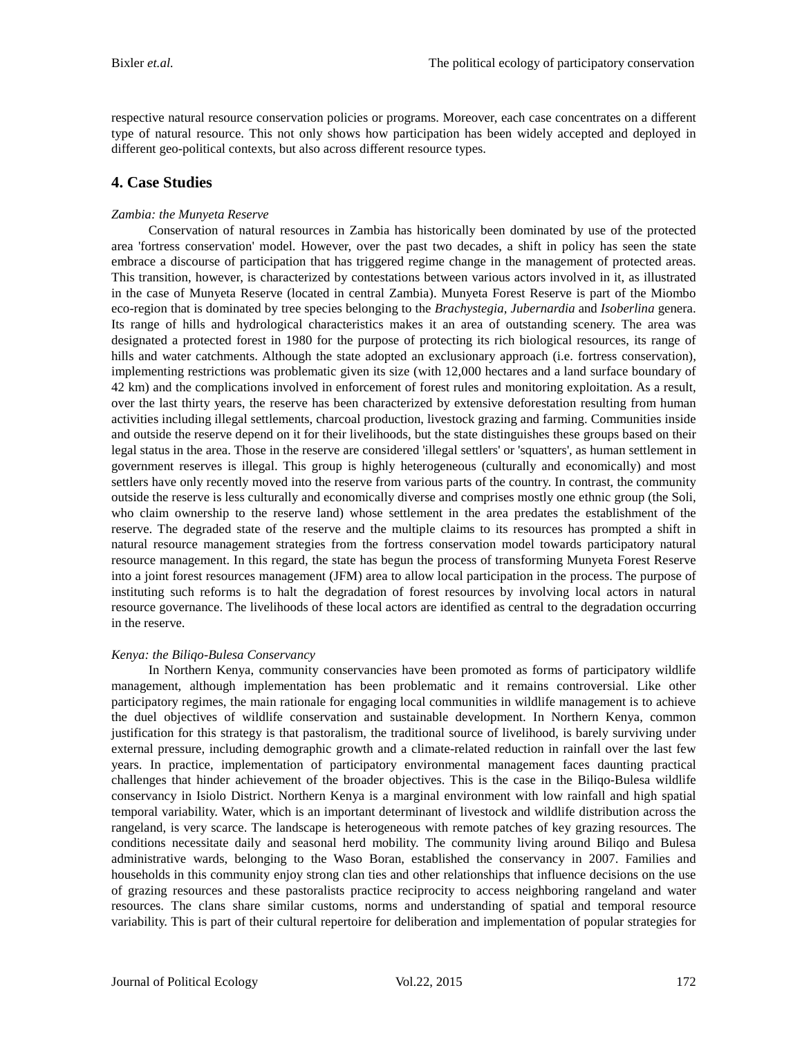respective natural resource conservation policies or programs. Moreover, each case concentrates on a different type of natural resource. This not only shows how participation has been widely accepted and deployed in different geo-political contexts, but also across different resource types.

## 4. Case Studies

*Zambia: the Munyeta Reserve*

Conservation of natural resources in Zambia has historically been dominated by use of the protected area 'fortress conservation' model. However, over the past two decades, a shift in policy has seen the state embrace a discourse of participation that has triggered regime change in the management of protected areas. This transition, however, is characterized by contestations between various actors involved in it, as illustrated in the case of Munyeta Reserve (located in central Zambia). Munyeta Forest Reserve is part of the Miombo eco-region that is dominated by tree species belonging to the *Brachystegia, Jubernardia* and *Isoberlina* genera. Its range of hills and hydrological characteristics makes it an area of outstanding scenery. The area was designated a protected forest in 1980 for the purpose of protecting its rich biological resources, its range of hills and water catchments. Although the state adopted an exclusionary approach (i.e. fortress conservation), implementing restrictions was problematic given its size (with 12,000 hectares and a land surface boundary of 42 km) and the complications involved in enforcement of forest rules and monitoring exploitation. As a result, over the last thirty years, the reserve has been characterized by extensive deforestation resulting from human activities including illegal settlements, charcoal production, livestock grazing and farming. Communities inside and outside the reserve depend on it for their livelihoods, but the state distinguishes these groups based on their legal status in the area. Those in the reserve are considered 'illegal settlers' or 'squatters', as human settlement in government reserves is illegal. This group is highly heterogeneous (culturally and economically) and most settlers have only recently moved into the reserve from various parts of the country. In contrast, the community outside the reserve is less culturally and economically diverse and comprises mostly one ethnic group (the Soli, who claim ownership to the reserve land) whose settlement in the area predates the establishment of the reserve. The degraded state of the reserve and the multiple claims to its resources has prompted a shift in natural resource management strategies from the fortress conservation model towards participatory natural resource management. In this regard, the state has begun the process of transforming Munyeta Forest Reserve into a joint forest resources management (JFM) area to allow local participation in the process. The purpose of instituting such reforms is to halt the degradation of forest resources by involving local actors in natural resource governance. The livelihoods of these local actors are identified as central to the degradation occurring in the reserve.

*Kenya: the Biliqo-Bulesa Conservancy*

In Northern Kenya, community conservancies have been promoted as forms of participatory wildlife management, although implementation has been problematic and it remains controversial. Like other participatory regimes, the main rationale for engaging local communities in wildlife management is to achieve the duel objectives of wildlife conservation and sustainable development. In Northern Kenya, common justification for this strategy is that pastoralism, the traditional source of livelihood, is barely surviving under external pressure, including demographic growth and a climate-related reduction in rainfall over the last few years. In practice, implementation of participatory environmental management faces daunting practical challenges that hinder achievement of the broader objectives. This is the case in the Biliqo-Bulesa wildlife conservancy in Isiolo District. Northern Kenya is a marginal environment with low rainfall and high spatial temporal variability. Water, which is an important determinant of livestock and wildlife distribution across the rangeland, is very scarce. The landscape is heterogeneous with remote patches of key grazing resources. The conditions necessitate daily and seasonal herd mobility. The community living around Biliqo and Bulesa administrative wards, belonging to the Waso Boran, established the conservancy in 2007. Families and households in this community enjoy strong clan ties and other relationships that influence decisions on the use of grazing resources and these pastoralists practice reciprocity to access neighboring rangeland and water resources. The clans share similar customs, norms and understanding of spatial and temporal resource variability. This is part of their cultural repertoire for deliberation and implementation of popular strategies for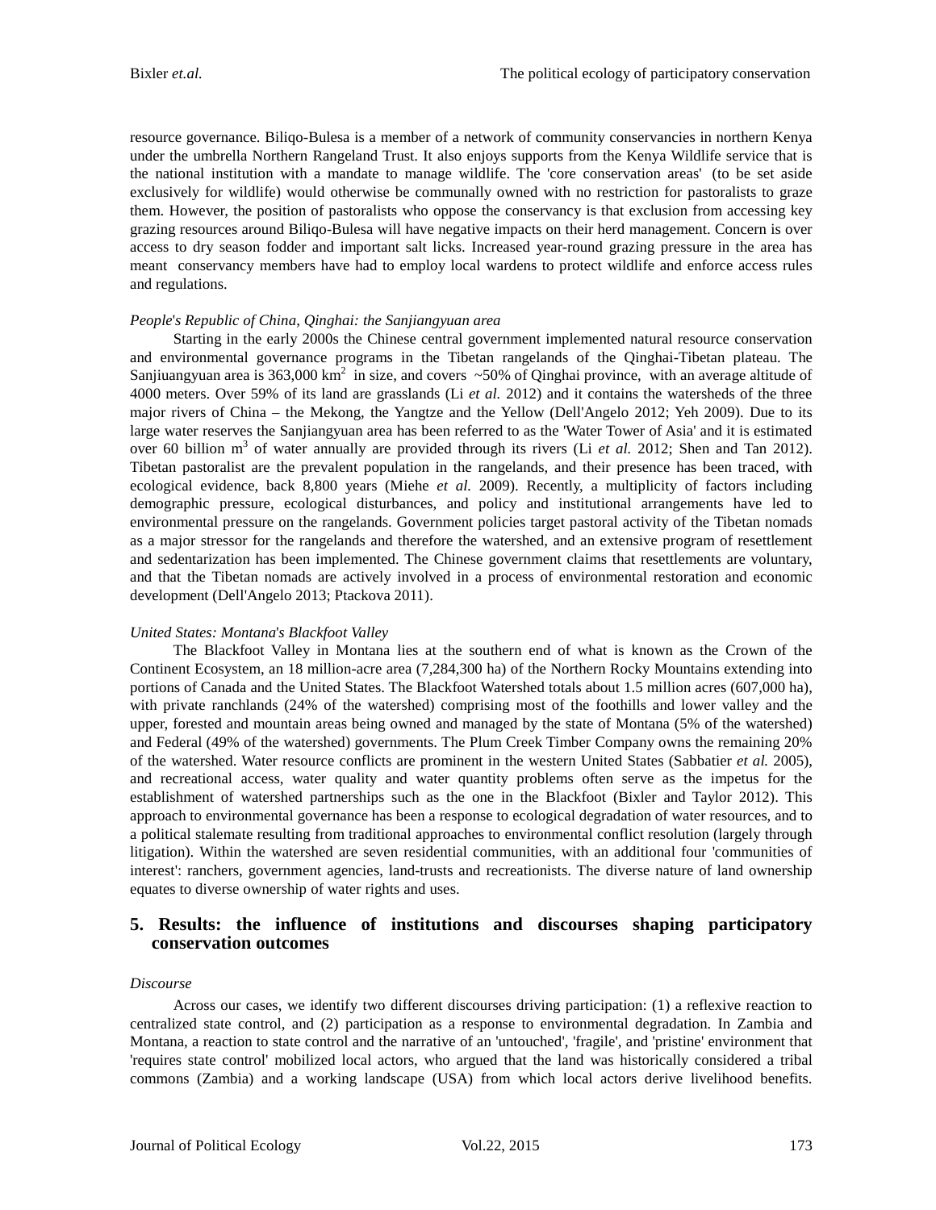resource governance. Biliqo-Bulesa is a member of a network of community conservancies in northern Kenya under the umbrella Northern Rangeland Trust. It also enjoys supports from the Kenya Wildlife service that is the national institution with a mandate to manage wildlife. The 'core conservation areas' (to be set aside exclusively for wildlife) would otherwise be communally owned with no restriction for pastoralists to graze them. However, the position of pastoralists who oppose the conservancy is that exclusion from accessing key grazing resources around Biliqo-Bulesa will have negative impacts on their herd management. Concern is over access to dry season fodder and important salt licks. Increased year-round grazing pressure in the area has meant conservancy members have had to employ local wardens to protect wildlife and enforce access rules and regulations.

*People's Republic of China, Qinghai: the Sanjiangyuan area*

Starting in the early 2000s the Chinese central government implemented natural resource conservation and environmental governance programs in the Tibetan rangelands of the Qinghai-Tibetan plateau. The Sanjiuangyuan area is 363,000 km$^2$ in size, and covers ~50% of Qinghai province, with an average altitude of 4000 meters. Over 59% of its land are grasslands (Li *et al.* 2012) and it contains the watersheds of the three major rivers of China – the Mekong, the Yangtze and the Yellow (Dell'Angelo 2012; Yeh 2009). Due to its large water reserves the Sanjiangyuan area has been referred to as the 'Water Tower of Asia' and it is estimated over 60 billion m$^3$ of water annually are provided through its rivers (Li *et al.* 2012; Shen and Tan 2012). Tibetan pastoralist are the prevalent population in the rangelands, and their presence has been traced, with ecological evidence, back 8,800 years (Miehe *et al.* 2009). Recently, a multiplicity of factors including demographic pressure, ecological disturbances, and policy and institutional arrangements have led to environmental pressure on the rangelands. Government policies target pastoral activity of the Tibetan nomads as a major stressor for the rangelands and therefore the watershed, and an extensive program of resettlement and sedentarization has been implemented. The Chinese government claims that resettlements are voluntary, and that the Tibetan nomads are actively involved in a process of environmental restoration and economic development (Dell'Angelo 2013; Ptackova 2011).

*United States: Montana's Blackfoot Valley*

The Blackfoot Valley in Montana lies at the southern end of what is known as the Crown of the Continent Ecosystem, an 18 million-acre area (7,284,300 ha) of the Northern Rocky Mountains extending into portions of Canada and the United States. The Blackfoot Watershed totals about 1.5 million acres (607,000 ha), with private ranchlands (24% of the watershed) comprising most of the foothills and lower valley and the upper, forested and mountain areas being owned and managed by the state of Montana (5% of the watershed) and Federal (49% of the watershed) governments. The Plum Creek Timber Company owns the remaining 20% of the watershed. Water resource conflicts are prominent in the western United States (Sabbatier *et al.* 2005), and recreational access, water quality and water quantity problems often serve as the impetus for the establishment of watershed partnerships such as the one in the Blackfoot (Bixler and Taylor 2012). This approach to environmental governance has been a response to ecological degradation of water resources, and to a political stalemate resulting from traditional approaches to environmental conflict resolution (largely through litigation). Within the watershed are seven residential communities, with an additional four 'communities of interest': ranchers, government agencies, land-trusts and recreationists. The diverse nature of land ownership equates to diverse ownership of water rights and uses.

## 5. Results: the influence of institutions and discourses shaping participatory conservation outcomes

*Discourse*

Across our cases, we identify two different discourses driving participation: (1) a reflexive reaction to centralized state control, and (2) participation as a response to environmental degradation. In Zambia and Montana, a reaction to state control and the narrative of an 'untouched', 'fragile', and 'pristine' environment that 'requires state control' mobilized local actors, who argued that the land was historically considered a tribal commons (Zambia) and a working landscape (USA) from which local actors derive livelihood benefits.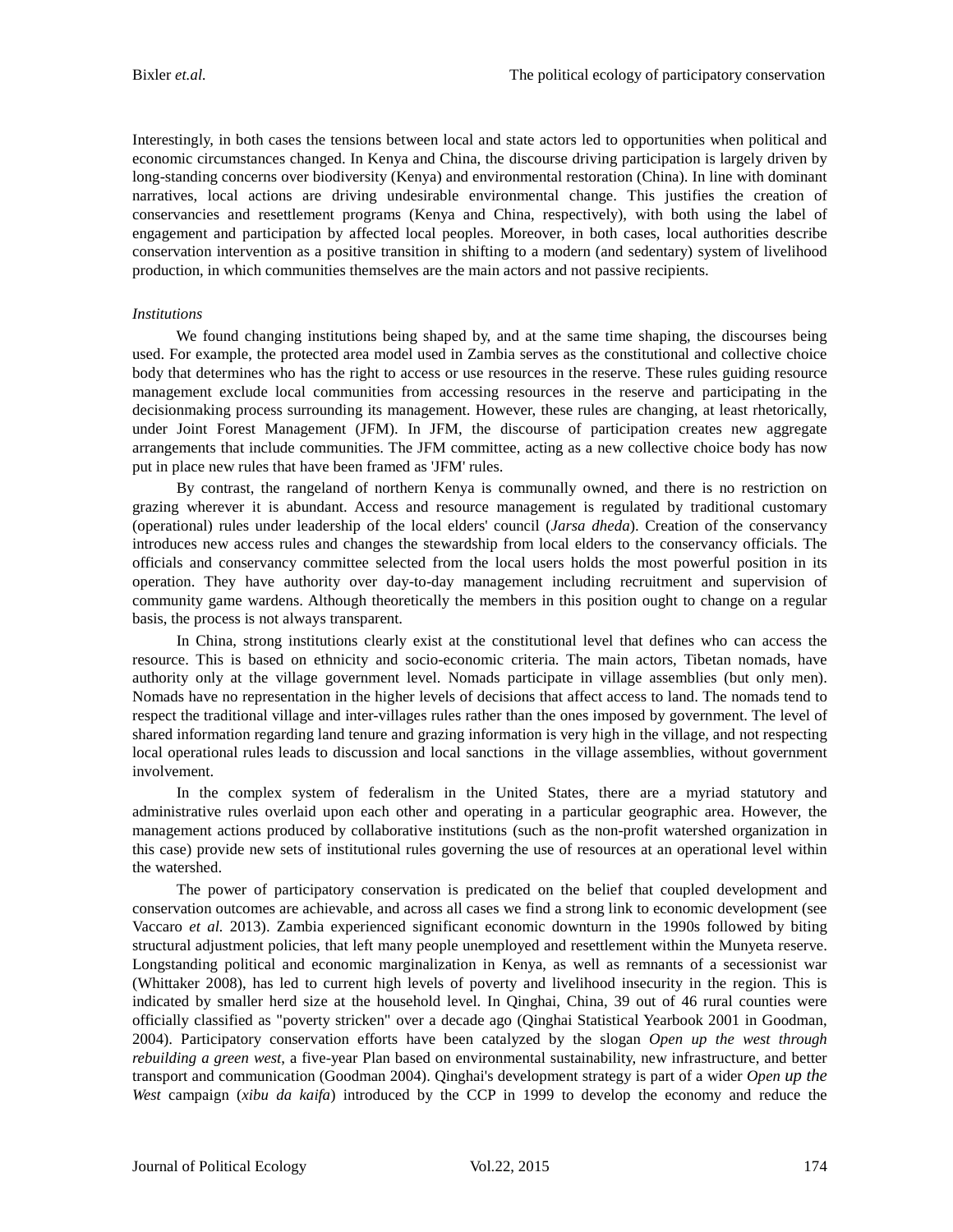Interestingly, in both cases the tensions between local and state actors led to opportunities when political and economic circumstances changed. In Kenya and China, the discourse driving participation is largely driven by long-standing concerns over biodiversity (Kenya) and environmental restoration (China). In line with dominant narratives, local actions are driving undesirable environmental change. This justifies the creation of conservancies and resettlement programs (Kenya and China, respectively), with both using the label of engagement and participation by affected local peoples. Moreover, in both cases, local authorities describe conservation intervention as a positive transition in shifting to a modern (and sedentary) system of livelihood production, in which communities themselves are the main actors and not passive recipients.

*Institutions*

We found changing institutions being shaped by, and at the same time shaping, the discourses being used. For example, the protected area model used in Zambia serves as the constitutional and collective choice body that determines who has the right to access or use resources in the reserve. These rules guiding resource management exclude local communities from accessing resources in the reserve and participating in the decisionmaking process surrounding its management. However, these rules are changing, at least rhetorically, under Joint Forest Management (JFM). In JFM, the discourse of participation creates new aggregate arrangements that include communities. The JFM committee, acting as a new collective choice body has now put in place new rules that have been framed as 'JFM' rules.

By contrast, the rangeland of northern Kenya is communally owned, and there is no restriction on grazing wherever it is abundant. Access and resource management is regulated by traditional customary (operational) rules under leadership of the local elders' council (*Jarsa dheda*). Creation of the conservancy introduces new access rules and changes the stewardship from local elders to the conservancy officials. The officials and conservancy committee selected from the local users holds the most powerful position in its operation. They have authority over day-to-day management including recruitment and supervision of community game wardens. Although theoretically the members in this position ought to change on a regular basis, the process is not always transparent.

In China, strong institutions clearly exist at the constitutional level that defines who can access the resource. This is based on ethnicity and socio-economic criteria. The main actors, Tibetan nomads, have authority only at the village government level. Nomads participate in village assemblies (but only men). Nomads have no representation in the higher levels of decisions that affect access to land. The nomads tend to respect the traditional village and inter-villages rules rather than the ones imposed by government. The level of shared information regarding land tenure and grazing information is very high in the village, and not respecting local operational rules leads to discussion and local sanctions in the village assemblies, without government involvement.

In the complex system of federalism in the United States, there are a myriad statutory and administrative rules overlaid upon each other and operating in a particular geographic area. However, the management actions produced by collaborative institutions (such as the non-profit watershed organization in this case) provide new sets of institutional rules governing the use of resources at an operational level within the watershed.

The power of participatory conservation is predicated on the belief that coupled development and conservation outcomes are achievable, and across all cases we find a strong link to economic development (see Vaccaro *et al.* 2013). Zambia experienced significant economic downturn in the 1990s followed by biting structural adjustment policies, that left many people unemployed and resettlement within the Munyeta reserve. Longstanding political and economic marginalization in Kenya, as well as remnants of a secessionist war (Whittaker 2008), has led to current high levels of poverty and livelihood insecurity in the region. This is indicated by smaller herd size at the household level. In Qinghai, China, 39 out of 46 rural counties were officially classified as "poverty stricken" over a decade ago (Qinghai Statistical Yearbook 2001 in Goodman, 2004). Participatory conservation efforts have been catalyzed by the slogan *Open up the west through rebuilding a green west*, a five-year Plan based on environmental sustainability, new infrastructure, and better transport and communication (Goodman 2004). Qinghai's development strategy is part of a wider *Open up the West* campaign (*xibu da kaifa*) introduced by the CCP in 1999 to develop the economy and reduce the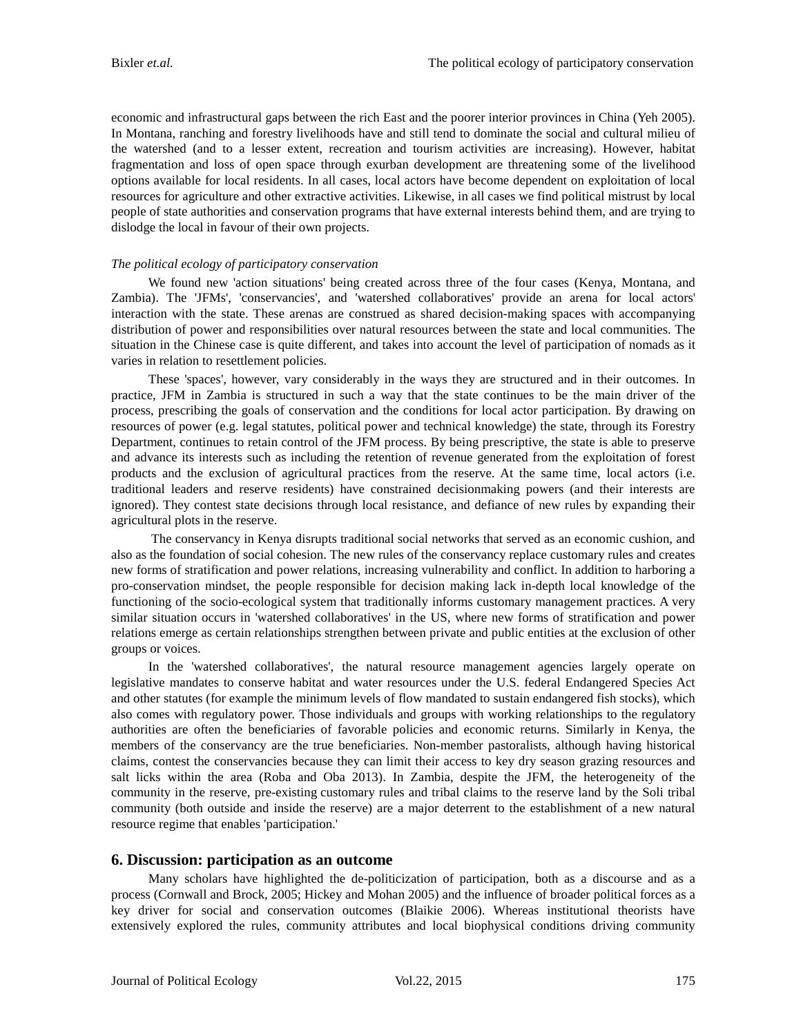economic and infrastructural gaps between the rich East and the poorer interior provinces in China (Yeh 2005). In Montana, ranching and forestry livelihoods have and still tend to dominate the social and cultural milieu of the watershed (and to a lesser extent, recreation and tourism activities are increasing). However, habitat fragmentation and loss of open space through exurban development are threatening some of the livelihood options available for local residents. In all cases, local actors have become dependent on exploitation of local resources for agriculture and other extractive activities. Likewise, in all cases we find political mistrust by local people of state authorities and conservation programs that have external interests behind them, and are trying to dislodge the local in favour of their own projects.

*The political ecology of participatory conservation*

We found new 'action situations' being created across three of the four cases (Kenya, Montana, and Zambia). The 'JFMs', 'conservancies', and 'watershed collaboratives' provide an arena for local actors' interaction with the state. These arenas are construed as shared decision-making spaces with accompanying distribution of power and responsibilities over natural resources between the state and local communities. The situation in the Chinese case is quite different, and takes into account the level of participation of nomads as it varies in relation to resettlement policies.

These 'spaces', however, vary considerably in the ways they are structured and in their outcomes. In practice, JFM in Zambia is structured in such a way that the state continues to be the main driver of the process, prescribing the goals of conservation and the conditions for local actor participation. By drawing on resources of power (e.g. legal statutes, political power and technical knowledge) the state, through its Forestry Department, continues to retain control of the JFM process. By being prescriptive, the state is able to preserve and advance its interests such as including the retention of revenue generated from the exploitation of forest products and the exclusion of agricultural practices from the reserve. At the same time, local actors (i.e. traditional leaders and reserve residents) have constrained decisionmaking powers (and their interests are ignored). They contest state decisions through local resistance, and defiance of new rules by expanding their agricultural plots in the reserve.

The conservancy in Kenya disrupts traditional social networks that served as an economic cushion, and also as the foundation of social cohesion. The new rules of the conservancy replace customary rules and creates new forms of stratification and power relations, increasing vulnerability and conflict. In addition to harboring a pro-conservation mindset, the people responsible for decision making lack in-depth local knowledge of the functioning of the socio-ecological system that traditionally informs customary management practices. A very similar situation occurs in 'watershed collaboratives' in the US, where new forms of stratification and power relations emerge as certain relationships strengthen between private and public entities at the exclusion of other groups or voices.

In the 'watershed collaboratives', the natural resource management agencies largely operate on legislative mandates to conserve habitat and water resources under the U.S. federal Endangered Species Act and other statutes (for example the minimum levels of flow mandated to sustain endangered fish stocks), which also comes with regulatory power. Those individuals and groups with working relationships to the regulatory authorities are often the beneficiaries of favorable policies and economic returns. Similarly in Kenya, the members of the conservancy are the true beneficiaries. Non-member pastoralists, although having historical claims, contest the conservancies because they can limit their access to key dry season grazing resources and salt licks within the area (Roba and Oba 2013). In Zambia, despite the JFM, the heterogeneity of the community in the reserve, pre-existing customary rules and tribal claims to the reserve land by the Soli tribal community (both outside and inside the reserve) are a major deterrent to the establishment of a new natural resource regime that enables 'participation.'

## 6. Discussion: participation as an outcome

Many scholars have highlighted the de-politicization of participation, both as a discourse and as a process (Cornwall and Brock, 2005; Hickey and Mohan 2005) and the influence of broader political forces as a key driver for social and conservation outcomes (Blaikie 2006). Whereas institutional theorists have extensively explored the rules, community attributes and local biophysical conditions driving community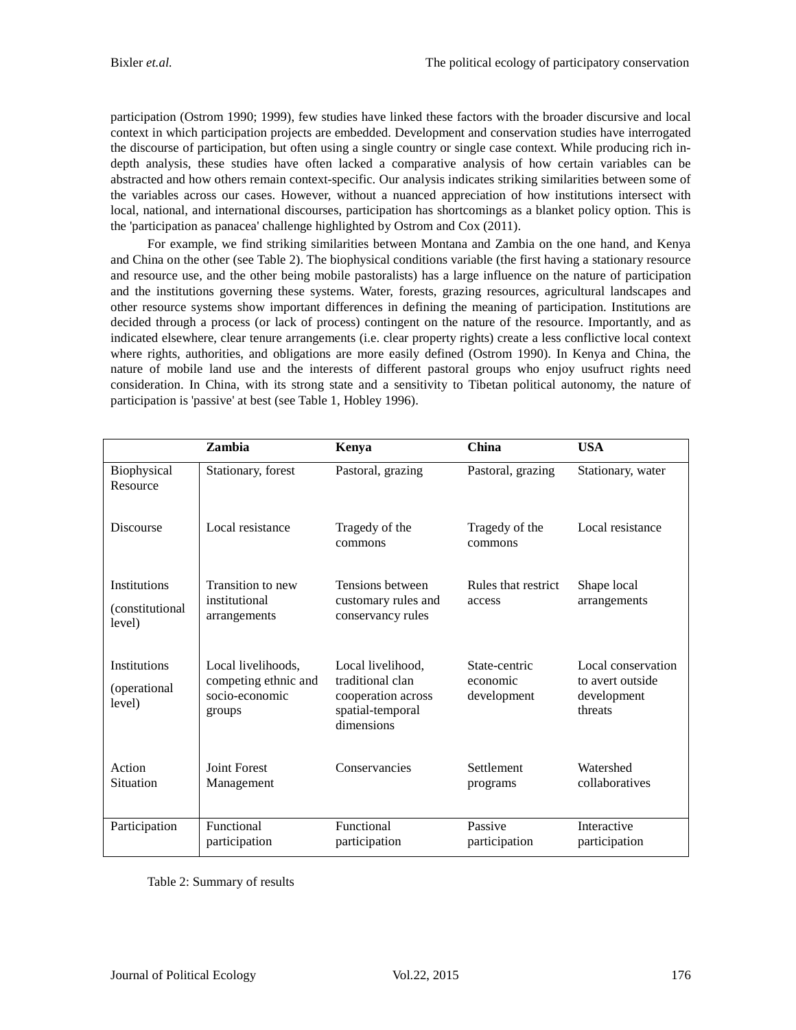participation (Ostrom 1990; 1999), few studies have linked these factors with the broader discursive and local context in which participation projects are embedded. Development and conservation studies have interrogated the discourse of participation, but often using a single country or single case context. While producing rich in-depth analysis, these studies have often lacked a comparative analysis of how certain variables can be abstracted and how others remain context-specific. Our analysis indicates striking similarities between some of the variables across our cases. However, without a nuanced appreciation of how institutions intersect with local, national, and international discourses, participation has shortcomings as a blanket policy option. This is the 'participation as panacea' challenge highlighted by Ostrom and Cox (2011).

For example, we find striking similarities between Montana and Zambia on the one hand, and Kenya and China on the other (see Table 2). The biophysical conditions variable (the first having a stationary resource and resource use, and the other being mobile pastoralists) has a large influence on the nature of participation and the institutions governing these systems. Water, forests, grazing resources, agricultural landscapes and other resource systems show important differences in defining the meaning of participation. Institutions are decided through a process (or lack of process) contingent on the nature of the resource. Importantly, and as indicated elsewhere, clear tenure arrangements (i.e. clear property rights) create a less conflictive local context where rights, authorities, and obligations are more easily defined (Ostrom 1990). In Kenya and China, the nature of mobile land use and the interests of different pastoral groups who enjoy usufruct rights need consideration. In China, with its strong state and a sensitivity to Tibetan political autonomy, the nature of participation is 'passive' at best (see Table 1, Hobley 1996).

| | **Zambia** | **Kenya** | **China** | **USA** |
|---|---|---|---|---|
| Biophysical Resource | Stationary, forest | Pastoral, grazing | Pastoral, grazing | Stationary, water |
| Discourse | Local resistance | Tragedy of the commons | Tragedy of the commons | Local resistance |
| Institutions (constitutional level) | Transition to new institutional arrangements | Tensions between customary rules and conservancy rules | Rules that restrict access | Shape local arrangements |
| Institutions (operational level) | Local livelihoods, competing ethnic and socio-economic groups | Local livelihood, traditional clan cooperation across spatial-temporal dimensions | State-centric economic development | Local conservation to avert outside development threats |
| Action Situation | Joint Forest Management | Conservancies | Settlement programs | Watershed collaboratives |
| Participation | Functional participation | Functional participation | Passive participation | Interactive participation |

Table 2: Summary of results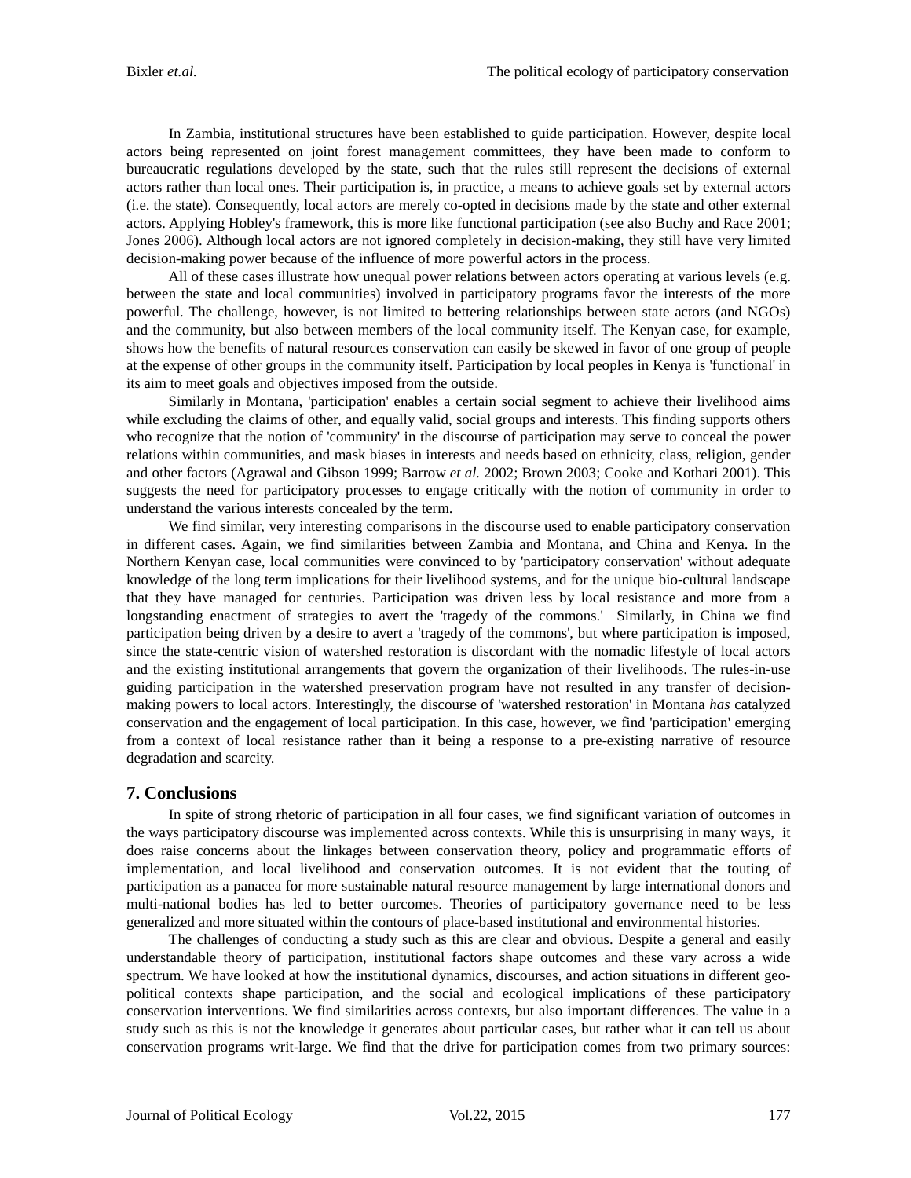In Zambia, institutional structures have been established to guide participation. However, despite local actors being represented on joint forest management committees, they have been made to conform to bureaucratic regulations developed by the state, such that the rules still represent the decisions of external actors rather than local ones. Their participation is, in practice, a means to achieve goals set by external actors (i.e. the state). Consequently, local actors are merely co-opted in decisions made by the state and other external actors. Applying Hobley's framework, this is more like functional participation (see also Buchy and Race 2001; Jones 2006). Although local actors are not ignored completely in decision-making, they still have very limited decision-making power because of the influence of more powerful actors in the process.

All of these cases illustrate how unequal power relations between actors operating at various levels (e.g. between the state and local communities) involved in participatory programs favor the interests of the more powerful. The challenge, however, is not limited to bettering relationships between state actors (and NGOs) and the community, but also between members of the local community itself. The Kenyan case, for example, shows how the benefits of natural resources conservation can easily be skewed in favor of one group of people at the expense of other groups in the community itself. Participation by local peoples in Kenya is 'functional' in its aim to meet goals and objectives imposed from the outside.

Similarly in Montana, 'participation' enables a certain social segment to achieve their livelihood aims while excluding the claims of other, and equally valid, social groups and interests. This finding supports others who recognize that the notion of 'community' in the discourse of participation may serve to conceal the power relations within communities, and mask biases in interests and needs based on ethnicity, class, religion, gender and other factors (Agrawal and Gibson 1999; Barrow *et al.* 2002; Brown 2003; Cooke and Kothari 2001). This suggests the need for participatory processes to engage critically with the notion of community in order to understand the various interests concealed by the term.

We find similar, very interesting comparisons in the discourse used to enable participatory conservation in different cases. Again, we find similarities between Zambia and Montana, and China and Kenya. In the Northern Kenyan case, local communities were convinced to by 'participatory conservation' without adequate knowledge of the long term implications for their livelihood systems, and for the unique bio-cultural landscape that they have managed for centuries. Participation was driven less by local resistance and more from a longstanding enactment of strategies to avert the 'tragedy of the commons.' Similarly, in China we find participation being driven by a desire to avert a 'tragedy of the commons', but where participation is imposed, since the state-centric vision of watershed restoration is discordant with the nomadic lifestyle of local actors and the existing institutional arrangements that govern the organization of their livelihoods. The rules-in-use guiding participation in the watershed preservation program have not resulted in any transfer of decision-making powers to local actors. Interestingly, the discourse of 'watershed restoration' in Montana *has* catalyzed conservation and the engagement of local participation. In this case, however, we find 'participation' emerging from a context of local resistance rather than it being a response to a pre-existing narrative of resource degradation and scarcity.

## 7. Conclusions

In spite of strong rhetoric of participation in all four cases, we find significant variation of outcomes in the ways participatory discourse was implemented across contexts. While this is unsurprising in many ways, it does raise concerns about the linkages between conservation theory, policy and programmatic efforts of implementation, and local livelihood and conservation outcomes. It is not evident that the touting of participation as a panacea for more sustainable natural resource management by large international donors and multi-national bodies has led to better ourcomes. Theories of participatory governance need to be less generalized and more situated within the contours of place-based institutional and environmental histories.

The challenges of conducting a study such as this are clear and obvious. Despite a general and easily understandable theory of participation, institutional factors shape outcomes and these vary across a wide spectrum. We have looked at how the institutional dynamics, discourses, and action situations in different geo-political contexts shape participation, and the social and ecological implications of these participatory conservation interventions. We find similarities across contexts, but also important differences. The value in a study such as this is not the knowledge it generates about particular cases, but rather what it can tell us about conservation programs writ-large. We find that the drive for participation comes from two primary sources: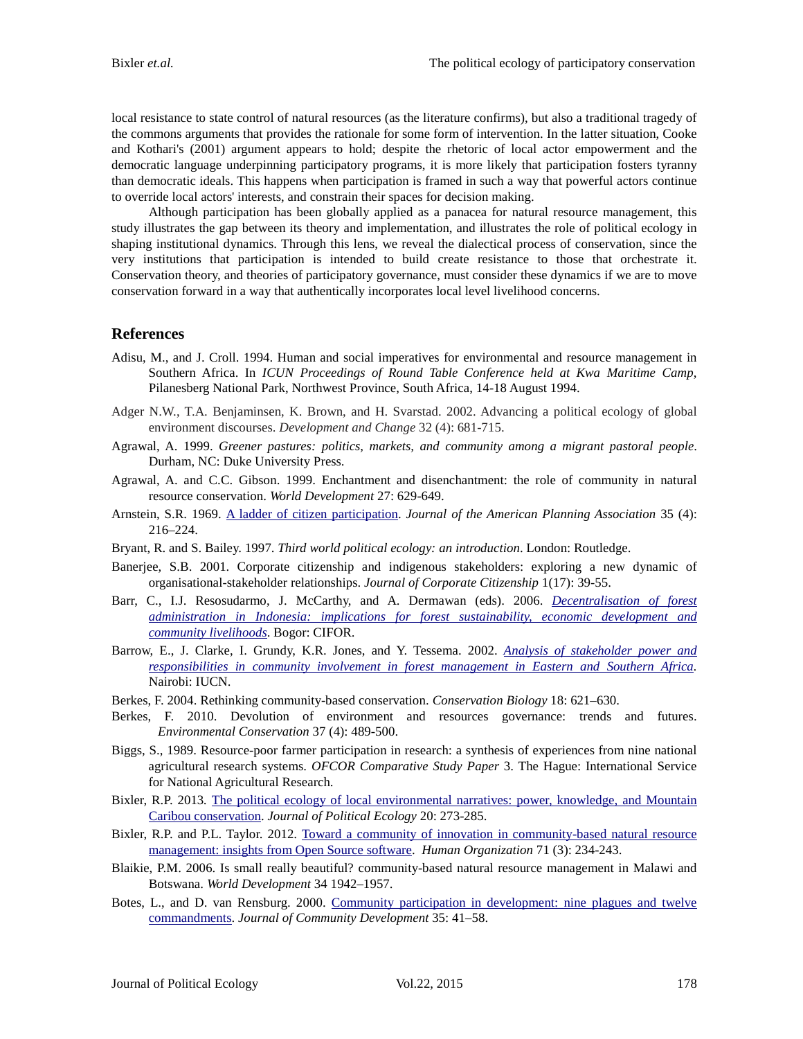local resistance to state control of natural resources (as the literature confirms), but also a traditional tragedy of the commons arguments that provides the rationale for some form of intervention. In the latter situation, Cooke and Kothari's (2001) argument appears to hold; despite the rhetoric of local actor empowerment and the democratic language underpinning participatory programs, it is more likely that participation fosters tyranny than democratic ideals. This happens when participation is framed in such a way that powerful actors continue to override local actors' interests, and constrain their spaces for decision making.

Although participation has been globally applied as a panacea for natural resource management, this study illustrates the gap between its theory and implementation, and illustrates the role of political ecology in shaping institutional dynamics. Through this lens, we reveal the dialectical process of conservation, since the very institutions that participation is intended to build create resistance to those that orchestrate it. Conservation theory, and theories of participatory governance, must consider these dynamics if we are to move conservation forward in a way that authentically incorporates local level livelihood concerns.

## References

Adisu, M., and J. Croll. 1994. Human and social imperatives for environmental and resource management in Southern Africa. In *ICUN Proceedings of Round Table Conference held at Kwa Maritime Camp*, Pilanesberg National Park, Northwest Province, South Africa, 14-18 August 1994.

Adger N.W., T.A. Benjaminsen, K. Brown, and H. Svarstad. 2002. Advancing a political ecology of global environment discourses. *Development and Change* 32 (4): 681-715.

Agrawal, A. 1999. *Greener pastures: politics, markets, and community among a migrant pastoral people*. Durham, NC: Duke University Press.

Agrawal, A. and C.C. Gibson. 1999. Enchantment and disenchantment: the role of community in natural resource conservation. *World Development* 27: 629-649.

Arnstein, S.R. 1969. A ladder of citizen participation. *Journal of the American Planning Association* 35 (4): 216–224.

Bryant, R. and S. Bailey. 1997. *Third world political ecology: an introduction*. London: Routledge.

Banerjee, S.B. 2001. Corporate citizenship and indigenous stakeholders: exploring a new dynamic of organisational-stakeholder relationships. *Journal of Corporate Citizenship* 1(17): 39-55.

Barr, C., I.J. Resosudarmo, J. McCarthy, and A. Dermawan (eds). 2006. *Decentralisation of forest administration in Indonesia: implications for forest sustainability, economic development and community livelihoods*. Bogor: CIFOR.

Barrow, E., J. Clarke, I. Grundy, K.R. Jones, and Y. Tessema. 2002. *Analysis of stakeholder power and responsibilities in community involvement in forest management in Eastern and Southern Africa*. Nairobi: IUCN.

Berkes, F. 2004. Rethinking community-based conservation. *Conservation Biology* 18: 621–630.

Berkes, F. 2010. Devolution of environment and resources governance: trends and futures. *Environmental Conservation* 37 (4): 489-500.

Biggs, S., 1989. Resource-poor farmer participation in research: a synthesis of experiences from nine national agricultural research systems. *OFCOR Comparative Study Paper* 3. The Hague: International Service for National Agricultural Research.

Bixler, R.P. 2013. The political ecology of local environmental narratives: power, knowledge, and Mountain Caribou conservation. *Journal of Political Ecology* 20: 273-285.

Bixler, R.P. and P.L. Taylor. 2012. Toward a community of innovation in community-based natural resource management: insights from Open Source software. *Human Organization* 71 (3): 234-243.

Blaikie, P.M. 2006. Is small really beautiful? community-based natural resource management in Malawi and Botswana. *World Development* 34 1942–1957.

Botes, L., and D. van Rensburg. 2000. Community participation in development: nine plagues and twelve commandments. *Journal of Community Development* 35: 41–58.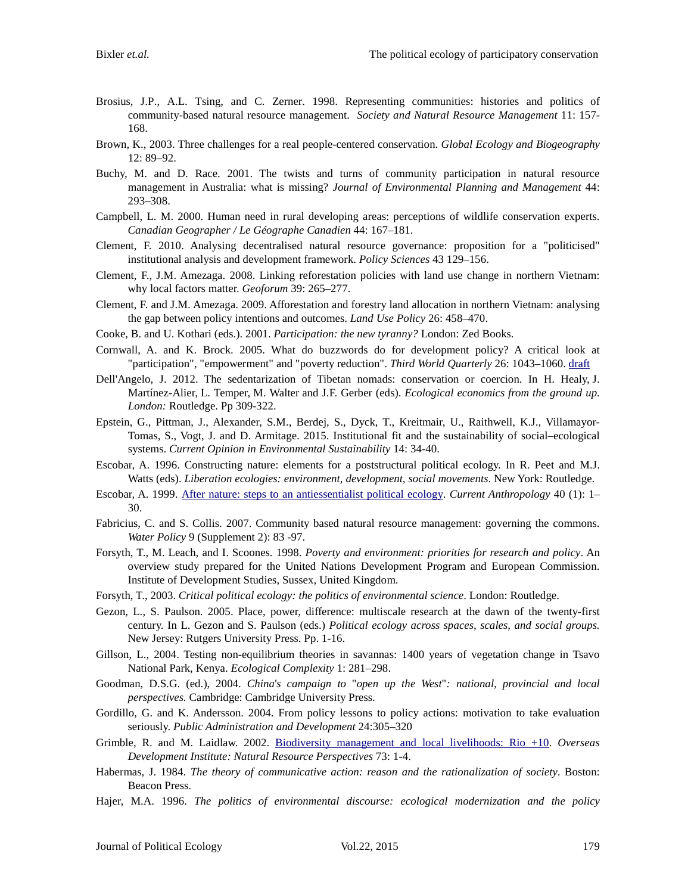Brosius, J.P., A.L. Tsing, and C. Zerner. 1998. Representing communities: histories and politics of community-based natural resource management. *Society and Natural Resource Management* 11: 157-168.

Brown, K., 2003. Three challenges for a real people-centered conservation. *Global Ecology and Biogeography* 12: 89–92.

Buchy, M. and D. Race. 2001. The twists and turns of community participation in natural resource management in Australia: what is missing? *Journal of Environmental Planning and Management* 44: 293–308.

Campbell, L. M. 2000. Human need in rural developing areas: perceptions of wildlife conservation experts. *Canadian Geographer / Le Géographe Canadien* 44: 167–181.

Clement, F. 2010. Analysing decentralised natural resource governance: proposition for a "politicised" institutional analysis and development framework. *Policy Sciences* 43 129–156.

Clement, F., J.M. Amezaga. 2008. Linking reforestation policies with land use change in northern Vietnam: why local factors matter. *Geoforum* 39: 265–277.

Clement, F. and J.M. Amezaga. 2009. Afforestation and forestry land allocation in northern Vietnam: analysing the gap between policy intentions and outcomes. *Land Use Policy* 26: 458–470.

Cooke, B. and U. Kothari (eds.). 2001. *Participation: the new tyranny?* London: Zed Books.

Cornwall, A. and K. Brock. 2005. What do buzzwords do for development policy? A critical look at "participation", "empowerment" and "poverty reduction". *Third World Quarterly* 26: 1043–1060. draft

Dell'Angelo, J. 2012. The sedentarization of Tibetan nomads: conservation or coercion. In H. Healy, J. Martínez-Alier, L. Temper, M. Walter and J.F. Gerber (eds). *Ecological economics from the ground up. London:* Routledge. Pp 309-322.

Epstein, G., Pittman, J., Alexander, S.M., Berdej, S., Dyck, T., Kreitmair, U., Raithwell, K.J., Villamayor-Tomas, S., Vogt, J. and D. Armitage. 2015. Institutional fit and the sustainability of social–ecological systems. *Current Opinion in Environmental Sustainability* 14: 34-40.

Escobar, A. 1996. Constructing nature: elements for a poststructural political ecology. In R. Peet and M.J. Watts (eds). *Liberation ecologies: environment, development, social movements*. New York: Routledge.

Escobar, A. 1999. After nature: steps to an antiessentialist political ecology. *Current Anthropology* 40 (1): 1–30.

Fabricius, C. and S. Collis. 2007. Community based natural resource management: governing the commons. *Water Policy* 9 (Supplement 2): 83 -97.

Forsyth, T., M. Leach, and I. Scoones. 1998. *Poverty and environment: priorities for research and policy*. An overview study prepared for the United Nations Development Program and European Commission. Institute of Development Studies, Sussex, United Kingdom.

Forsyth, T., 2003. *Critical political ecology: the politics of environmental science*. London: Routledge.

Gezon, L., S. Paulson. 2005. Place, power, difference: multiscale research at the dawn of the twenty-first century. In L. Gezon and S. Paulson (eds.) *Political ecology across spaces, scales, and social groups.* New Jersey: Rutgers University Press. Pp. 1-16.

Gillson, L., 2004. Testing non-equilibrium theories in savannas: 1400 years of vegetation change in Tsavo National Park, Kenya. *Ecological Complexity* 1: 281–298.

Goodman, D.S.G. (ed.), 2004. *China's campaign to "open up the West": national, provincial and local perspectives.* Cambridge: Cambridge University Press.

Gordillo, G. and K. Andersson. 2004. From policy lessons to policy actions: motivation to take evaluation seriously. *Public Administration and Development* 24:305–320

Grimble, R. and M. Laidlaw. 2002. Biodiversity management and local livelihoods: Rio +10. *Overseas Development Institute: Natural Resource Perspectives* 73: 1-4.

Habermas, J. 1984. *The theory of communicative action: reason and the rationalization of society*. Boston: Beacon Press.

Hajer, M.A. 1996. *The politics of environmental discourse: ecological modernization and the policy*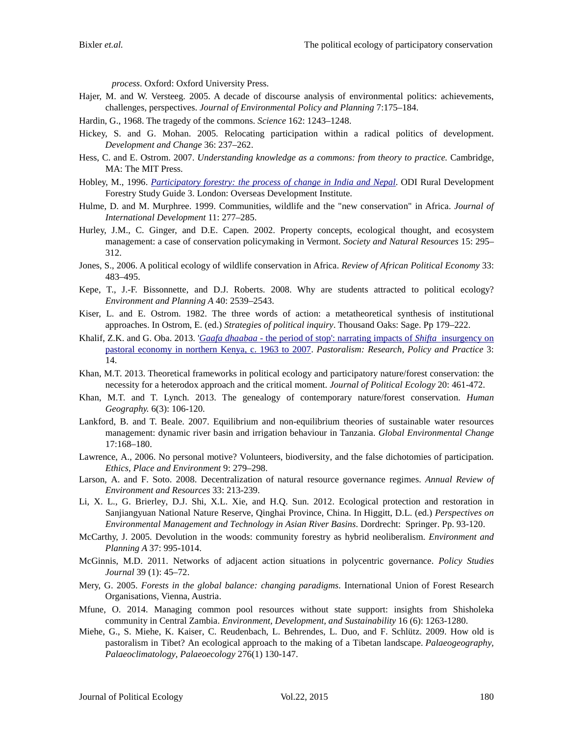*process*. Oxford: Oxford University Press.

Hajer, M. and W. Versteeg. 2005. A decade of discourse analysis of environmental politics: achievements, challenges, perspectives. *Journal of Environmental Policy and Planning* 7:175–184.

Hardin, G., 1968. The tragedy of the commons. *Science* 162: 1243–1248.

Hickey, S. and G. Mohan. 2005. Relocating participation within a radical politics of development. *Development and Change* 36: 237–262.

Hess, C. and E. Ostrom. 2007. *Understanding knowledge as a commons: from theory to practice.* Cambridge, MA: The MIT Press.

Hobley, M., 1996. *Participatory forestry: the process of change in India and Nepal*. ODI Rural Development Forestry Study Guide 3. London: Overseas Development Institute.

Hulme, D. and M. Murphree. 1999. Communities, wildlife and the "new conservation" in Africa. *Journal of International Development* 11: 277–285.

Hurley, J.M., C. Ginger, and D.E. Capen. 2002. Property concepts, ecological thought, and ecosystem management: a case of conservation policymaking in Vermont. *Society and Natural Resources* 15: 295–312.

Jones, S., 2006. A political ecology of wildlife conservation in Africa. *Review of African Political Economy* 33: 483–495.

Kepe, T., J.-F. Bissonnette, and D.J. Roberts. 2008. Why are students attracted to political ecology? *Environment and Planning A* 40: 2539–2543.

Kiser, L. and E. Ostrom. 1982. The three words of action: a metatheoretical synthesis of institutional approaches. In Ostrom, E. (ed.) *Strategies of political inquiry*. Thousand Oaks: Sage. Pp 179–222.

Khalif, Z.K. and G. Oba. 2013. '*Gaafa dhaabaa* - the period of stop': narrating impacts of *Shifta* insurgency on pastoral economy in northern Kenya, c. 1963 to 2007. *Pastoralism: Research, Policy and Practice* 3: 14.

Khan, M.T. 2013. Theoretical frameworks in political ecology and participatory nature/forest conservation: the necessity for a heterodox approach and the critical moment. *Journal of Political Ecology* 20: 461-472.

Khan, M.T. and T. Lynch. 2013. The genealogy of contemporary nature/forest conservation. *Human Geography.* 6(3): 106-120.

Lankford, B. and T. Beale. 2007. Equilibrium and non-equilibrium theories of sustainable water resources management: dynamic river basin and irrigation behaviour in Tanzania. *Global Environmental Change* 17:168–180.

Lawrence, A., 2006. No personal motive? Volunteers, biodiversity, and the false dichotomies of participation. *Ethics, Place and Environment* 9: 279–298.

Larson, A. and F. Soto. 2008. Decentralization of natural resource governance regimes. *Annual Review of Environment and Resources* 33: 213-239.

Li, X. L., G. Brierley, D.J. Shi, X.L. Xie, and H.Q. Sun. 2012. Ecological protection and restoration in Sanjiangyuan National Nature Reserve, Qinghai Province, China. In Higgitt, D.L. (ed.) *Perspectives on Environmental Management and Technology in Asian River Basins*. Dordrecht: Springer. Pp. 93-120.

McCarthy, J. 2005. Devolution in the woods: community forestry as hybrid neoliberalism. *Environment and Planning A* 37: 995-1014.

McGinnis, M.D. 2011. Networks of adjacent action situations in polycentric governance. *Policy Studies Journal* 39 (1): 45–72.

Mery, G. 2005. *Forests in the global balance: changing paradigms*. International Union of Forest Research Organisations, Vienna, Austria.

Mfune, O. 2014. Managing common pool resources without state support: insights from Shisholeka community in Central Zambia. *Environment, Development, and Sustainability* 16 (6): 1263-1280.

Miehe, G., S. Miehe, K. Kaiser, C. Reudenbach, L. Behrendes, L. Duo, and F. Schlütz. 2009. How old is pastoralism in Tibet? An ecological approach to the making of a Tibetan landscape. *Palaeogeography, Palaeoclimatology, Palaeoecology* 276(1) 130-147.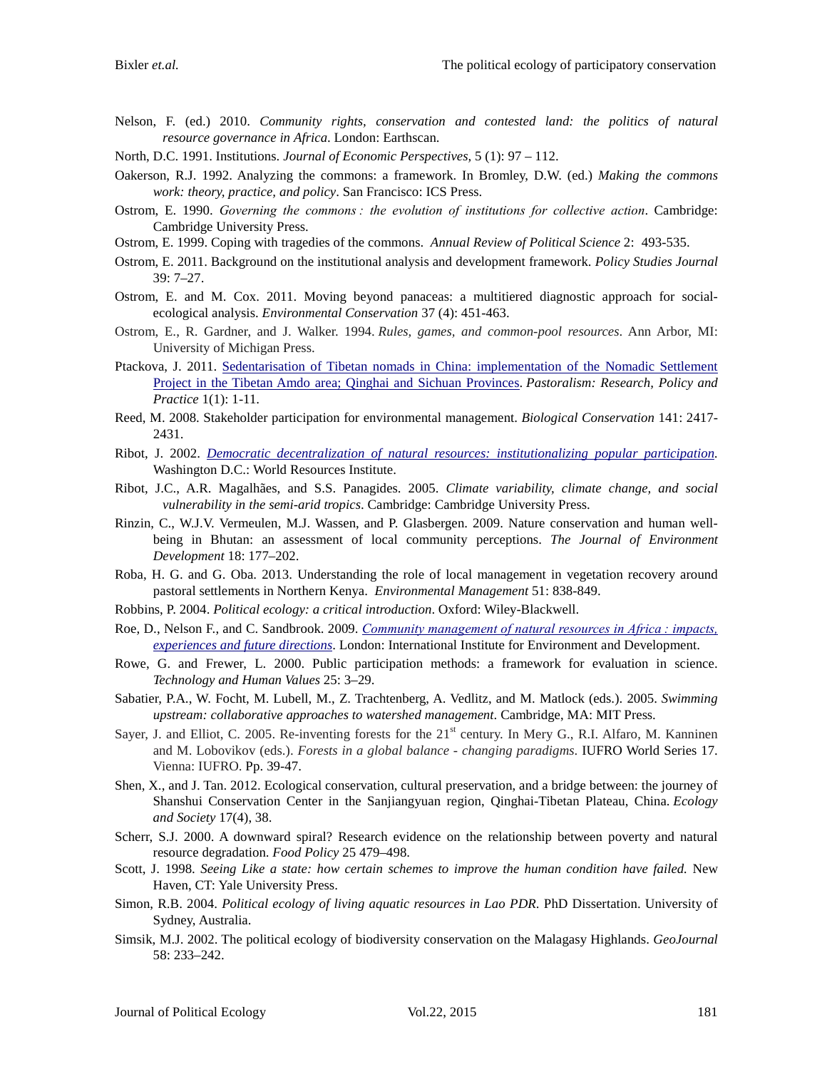Nelson, F. (ed.) 2010. *Community rights, conservation and contested land: the politics of natural resource governance in Africa*. London: Earthscan.

North, D.C. 1991. Institutions. *Journal of Economic Perspectives,* 5 (1): 97 – 112.

Oakerson, R.J. 1992. Analyzing the commons: a framework. In Bromley, D.W. (ed.) *Making the commons work: theory, practice, and policy*. San Francisco: ICS Press.

Ostrom, E. 1990. *Governing the commons : the evolution of institutions for collective action*. Cambridge: Cambridge University Press.

Ostrom, E. 1999. Coping with tragedies of the commons. *Annual Review of Political Science* 2: 493-535.

Ostrom, E. 2011. Background on the institutional analysis and development framework. *Policy Studies Journal* 39: 7–27.

Ostrom, E. and M. Cox. 2011. Moving beyond panaceas: a multitiered diagnostic approach for social-ecological analysis. *Environmental Conservation* 37 (4): 451-463.

Ostrom, E., R. Gardner, and J. Walker. 1994. *Rules, games, and common-pool resources*. Ann Arbor, MI: University of Michigan Press.

Ptackova, J. 2011. Sedentarisation of Tibetan nomads in China: implementation of the Nomadic Settlement Project in the Tibetan Amdo area; Qinghai and Sichuan Provinces. *Pastoralism: Research, Policy and Practice* 1(1): 1-11.

Reed, M. 2008. Stakeholder participation for environmental management. *Biological Conservation* 141: 2417-2431.

Ribot, J. 2002. *Democratic decentralization of natural resources: institutionalizing popular participation.* Washington D.C.: World Resources Institute.

Ribot, J.C., A.R. Magalhães, and S.S. Panagides. 2005. *Climate variability, climate change, and social vulnerability in the semi-arid tropics*. Cambridge: Cambridge University Press.

Rinzin, C., W.J.V. Vermeulen, M.J. Wassen, and P. Glasbergen. 2009. Nature conservation and human well-being in Bhutan: an assessment of local community perceptions. *The Journal of Environment Development* 18: 177–202.

Roba, H. G. and G. Oba. 2013. Understanding the role of local management in vegetation recovery around pastoral settlements in Northern Kenya. *Environmental Management* 51: 838-849.

Robbins, P. 2004. *Political ecology: a critical introduction*. Oxford: Wiley-Blackwell.

Roe, D., Nelson F., and C. Sandbrook. 2009. *Community management of natural resources in Africa : impacts, experiences and future directions*. London: International Institute for Environment and Development.

Rowe, G. and Frewer, L. 2000. Public participation methods: a framework for evaluation in science. *Technology and Human Values* 25: 3–29.

Sabatier, P.A., W. Focht, M. Lubell, M., Z. Trachtenberg, A. Vedlitz, and M. Matlock (eds.). 2005. *Swimming upstream: collaborative approaches to watershed management*. Cambridge, MA: MIT Press.

Sayer, J. and Elliot, C. 2005. Re-inventing forests for the 21st century. In Mery G., R.I. Alfaro, M. Kanninen and M. Lobovikov (eds.). *Forests in a global balance - changing paradigms*. IUFRO World Series 17. Vienna: IUFRO. Pp. 39-47.

Shen, X., and J. Tan. 2012. Ecological conservation, cultural preservation, and a bridge between: the journey of Shanshui Conservation Center in the Sanjiangyuan region, Qinghai-Tibetan Plateau, China. *Ecology and Society* 17(4), 38.

Scherr, S.J. 2000. A downward spiral? Research evidence on the relationship between poverty and natural resource degradation. *Food Policy* 25 479–498.

Scott, J. 1998. *Seeing Like a state: how certain schemes to improve the human condition have failed.* New Haven, CT: Yale University Press.

Simon, R.B. 2004. *Political ecology of living aquatic resources in Lao PDR*. PhD Dissertation. University of Sydney, Australia.

Simsik, M.J. 2002. The political ecology of biodiversity conservation on the Malagasy Highlands. *GeoJournal* 58: 233–242.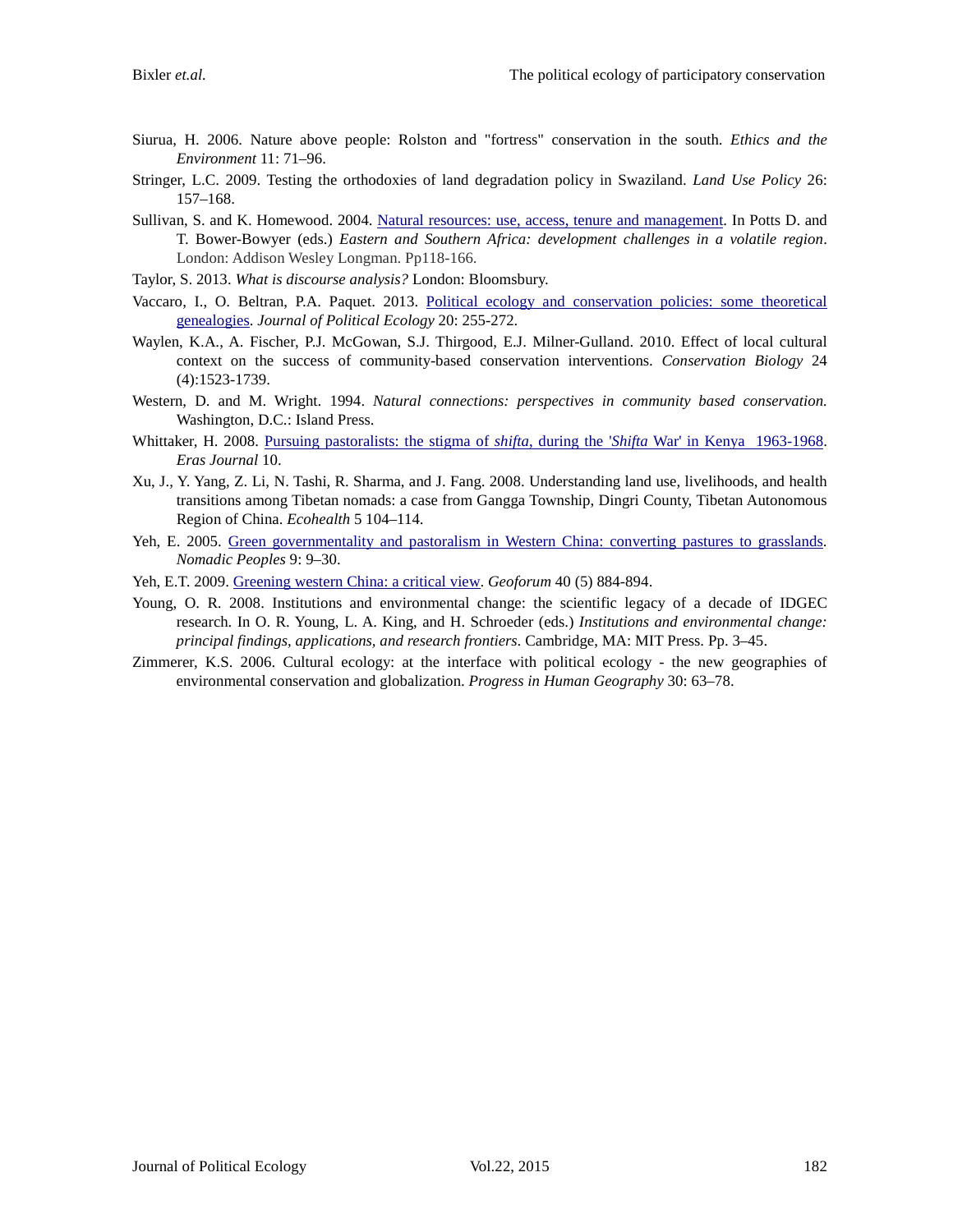Siurua, H. 2006. Nature above people: Rolston and "fortress" conservation in the south. *Ethics and the Environment* 11: 71–96.

Stringer, L.C. 2009. Testing the orthodoxies of land degradation policy in Swaziland. *Land Use Policy* 26: 157–168.

Sullivan, S. and K. Homewood. 2004. Natural resources: use, access, tenure and management. In Potts D. and T. Bower-Bowyer (eds.) *Eastern and Southern Africa: development challenges in a volatile region*. London: Addison Wesley Longman. Pp118-166.

Taylor, S. 2013. *What is discourse analysis?* London: Bloomsbury.

Vaccaro, I., O. Beltran, P.A. Paquet. 2013. Political ecology and conservation policies: some theoretical genealogies. *Journal of Political Ecology* 20: 255-272.

Waylen, K.A., A. Fischer, P.J. McGowan, S.J. Thirgood, E.J. Milner-Gulland. 2010. Effect of local cultural context on the success of community-based conservation interventions. *Conservation Biology* 24 (4):1523-1739.

Western, D. and M. Wright. 1994. *Natural connections: perspectives in community based conservation.* Washington, D.C.: Island Press.

Whittaker, H. 2008. Pursuing pastoralists: the stigma of *shifta*, during the '*Shifta* War' in Kenya 1963-1968. *Eras Journal* 10.

Xu, J., Y. Yang, Z. Li, N. Tashi, R. Sharma, and J. Fang. 2008. Understanding land use, livelihoods, and health transitions among Tibetan nomads: a case from Gangga Township, Dingri County, Tibetan Autonomous Region of China. *Ecohealth* 5 104–114.

Yeh, E. 2005. Green governmentality and pastoralism in Western China: converting pastures to grasslands. *Nomadic Peoples* 9: 9–30.

Yeh, E.T. 2009. Greening western China: a critical view. *Geoforum* 40 (5) 884-894.

Young, O. R. 2008. Institutions and environmental change: the scientific legacy of a decade of IDGEC research. In O. R. Young, L. A. King, and H. Schroeder (eds.) *Institutions and environmental change: principal findings, applications, and research frontiers*. Cambridge, MA: MIT Press. Pp. 3–45.

Zimmerer, K.S. 2006. Cultural ecology: at the interface with political ecology - the new geographies of environmental conservation and globalization. *Progress in Human Geography* 30: 63–78.